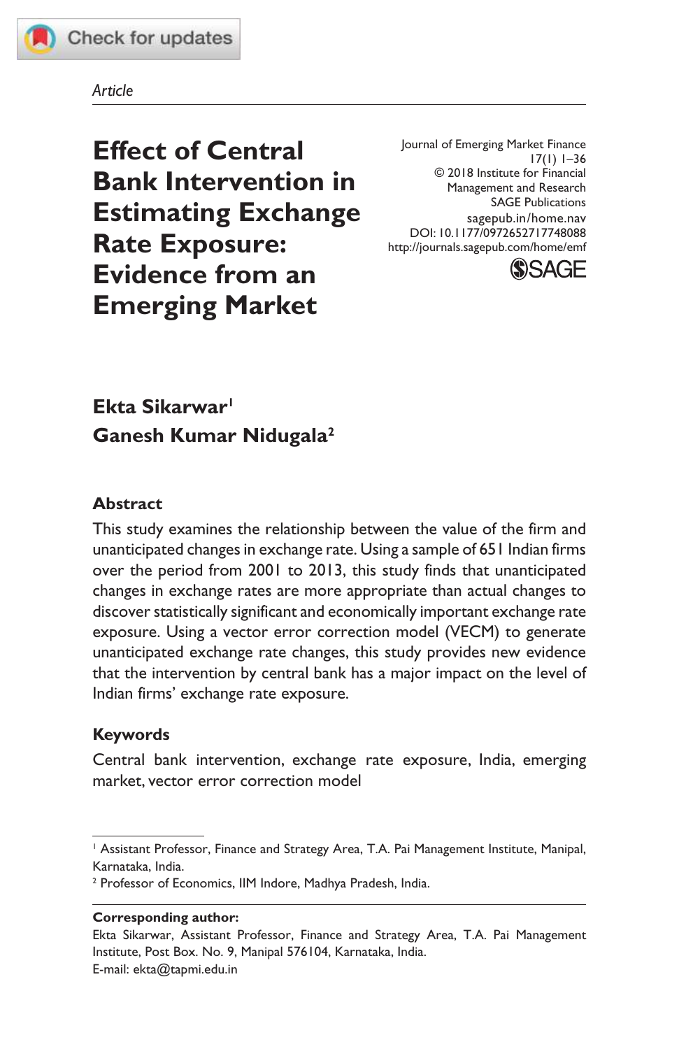*Article*

# Effect of Central Bank Intervention in Estimating Exchange Rate Exposure: Evidence from an Emerging Market

Journal of Emerging Market Finance
17(1) 1–36
© 2018 Institute for Financial Management and Research
SAGE Publications
sagepub.in/home.nav
DOI: 10.1177/0972652717748088
http://journals.sagepub.com/home/emf

**Ekta Sikarwar**[1]
**Ganesh Kumar Nidugala**[2]

## Abstract

This study examines the relationship between the value of the firm and unanticipated changes in exchange rate. Using a sample of 651 Indian firms over the period from 2001 to 2013, this study finds that unanticipated changes in exchange rates are more appropriate than actual changes to discover statistically significant and economically important exchange rate exposure. Using a vector error correction model (VECM) to generate unanticipated exchange rate changes, this study provides new evidence that the intervention by central bank has a major impact on the level of Indian firms' exchange rate exposure.

## Keywords

Central bank intervention, exchange rate exposure, India, emerging market, vector error correction model

---

[1] Assistant Professor, Finance and Strategy Area, T.A. Pai Management Institute, Manipal, Karnataka, India.

[2] Professor of Economics, IIM Indore, Madhya Pradesh, India.

**Corresponding author:**

Ekta Sikarwar, Assistant Professor, Finance and Strategy Area, T.A. Pai Management Institute, Post Box. No. 9, Manipal 576104, Karnataka, India.
E-mail: ekta@tapmi.edu.in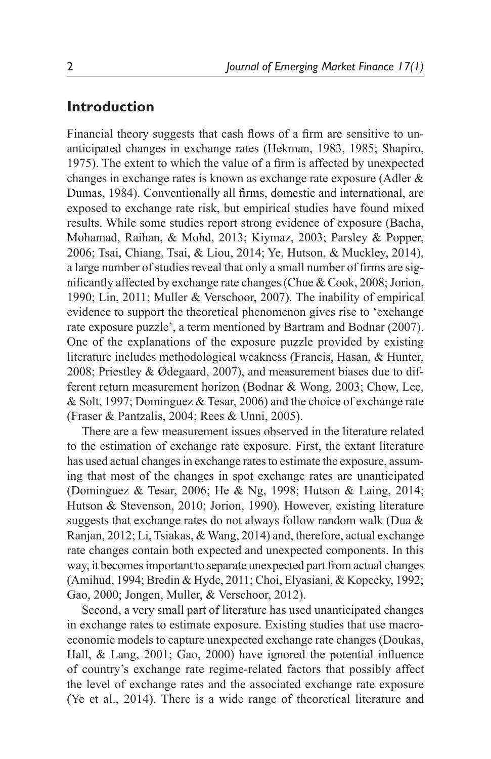## Introduction

Financial theory suggests that cash flows of a firm are sensitive to unanticipated changes in exchange rates (Hekman, 1983, 1985; Shapiro, 1975). The extent to which the value of a firm is affected by unexpected changes in exchange rates is known as exchange rate exposure (Adler & Dumas, 1984). Conventionally all firms, domestic and international, are exposed to exchange rate risk, but empirical studies have found mixed results. While some studies report strong evidence of exposure (Bacha, Mohamad, Raihan, & Mohd, 2013; Kiymaz, 2003; Parsley & Popper, 2006; Tsai, Chiang, Tsai, & Liou, 2014; Ye, Hutson, & Muckley, 2014), a large number of studies reveal that only a small number of firms are significantly affected by exchange rate changes (Chue & Cook, 2008; Jorion, 1990; Lin, 2011; Muller & Verschoor, 2007). The inability of empirical evidence to support the theoretical phenomenon gives rise to 'exchange rate exposure puzzle', a term mentioned by Bartram and Bodnar (2007). One of the explanations of the exposure puzzle provided by existing literature includes methodological weakness (Francis, Hasan, & Hunter, 2008; Priestley & Ødegaard, 2007), and measurement biases due to different return measurement horizon (Bodnar & Wong, 2003; Chow, Lee, & Solt, 1997; Dominguez & Tesar, 2006) and the choice of exchange rate (Fraser & Pantzalis, 2004; Rees & Unni, 2005).

There are a few measurement issues observed in the literature related to the estimation of exchange rate exposure. First, the extant literature has used actual changes in exchange rates to estimate the exposure, assuming that most of the changes in spot exchange rates are unanticipated (Dominguez & Tesar, 2006; He & Ng, 1998; Hutson & Laing, 2014; Hutson & Stevenson, 2010; Jorion, 1990). However, existing literature suggests that exchange rates do not always follow random walk (Dua & Ranjan, 2012; Li, Tsiakas, & Wang, 2014) and, therefore, actual exchange rate changes contain both expected and unexpected components. In this way, it becomes important to separate unexpected part from actual changes (Amihud, 1994; Bredin & Hyde, 2011; Choi, Elyasiani, & Kopecky, 1992; Gao, 2000; Jongen, Muller, & Verschoor, 2012).

Second, a very small part of literature has used unanticipated changes in exchange rates to estimate exposure. Existing studies that use macroeconomic models to capture unexpected exchange rate changes (Doukas, Hall, & Lang, 2001; Gao, 2000) have ignored the potential influence of country's exchange rate regime-related factors that possibly affect the level of exchange rates and the associated exchange rate exposure (Ye et al., 2014). There is a wide range of theoretical literature and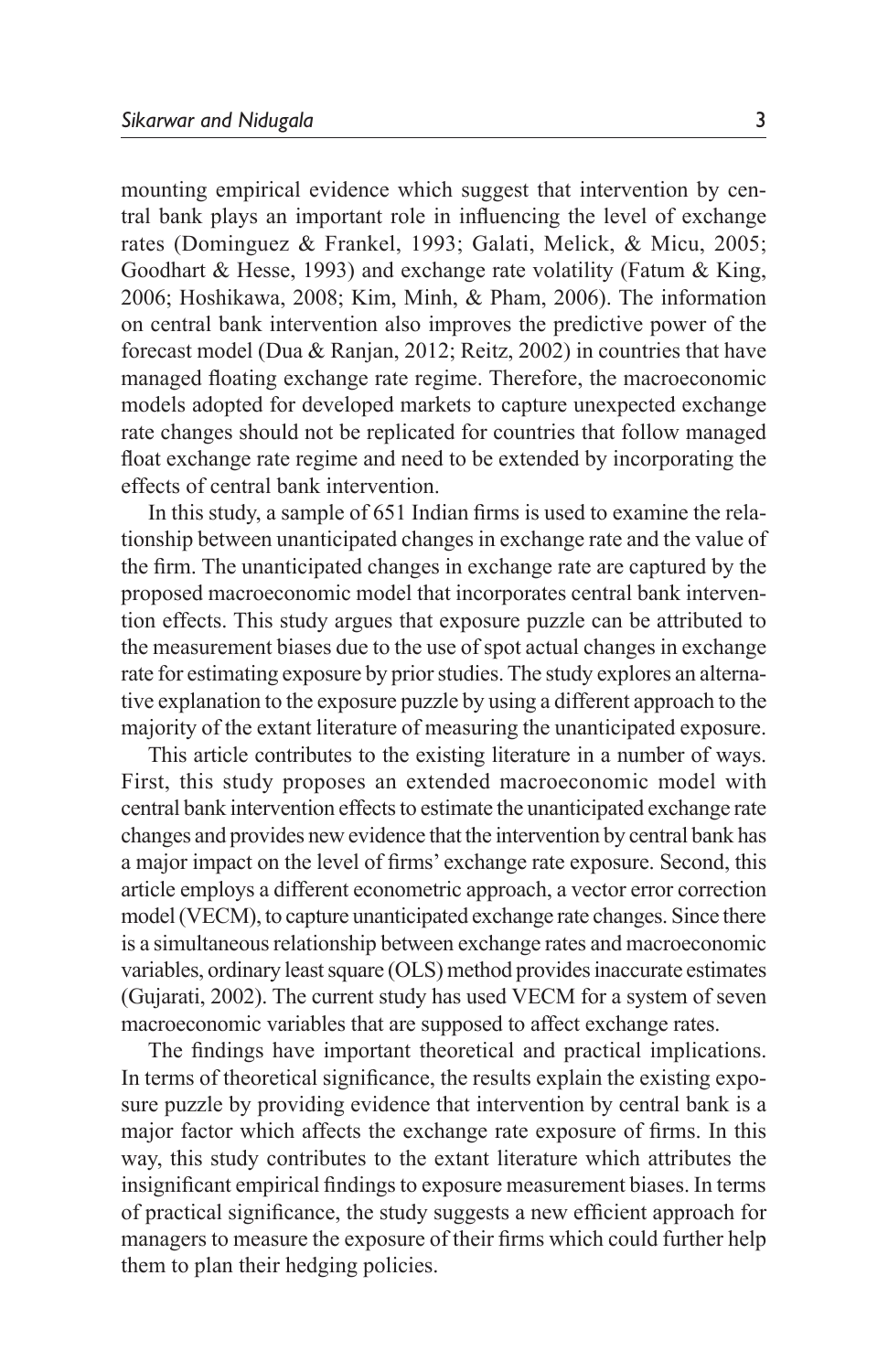mounting empirical evidence which suggest that intervention by central bank plays an important role in influencing the level of exchange rates (Dominguez & Frankel, 1993; Galati, Melick, & Micu, 2005; Goodhart & Hesse, 1993) and exchange rate volatility (Fatum & King, 2006; Hoshikawa, 2008; Kim, Minh, & Pham, 2006). The information on central bank intervention also improves the predictive power of the forecast model (Dua & Ranjan, 2012; Reitz, 2002) in countries that have managed floating exchange rate regime. Therefore, the macroeconomic models adopted for developed markets to capture unexpected exchange rate changes should not be replicated for countries that follow managed float exchange rate regime and need to be extended by incorporating the effects of central bank intervention.

In this study, a sample of 651 Indian firms is used to examine the relationship between unanticipated changes in exchange rate and the value of the firm. The unanticipated changes in exchange rate are captured by the proposed macroeconomic model that incorporates central bank intervention effects. This study argues that exposure puzzle can be attributed to the measurement biases due to the use of spot actual changes in exchange rate for estimating exposure by prior studies. The study explores an alternative explanation to the exposure puzzle by using a different approach to the majority of the extant literature of measuring the unanticipated exposure.

This article contributes to the existing literature in a number of ways. First, this study proposes an extended macroeconomic model with central bank intervention effects to estimate the unanticipated exchange rate changes and provides new evidence that the intervention by central bank has a major impact on the level of firms' exchange rate exposure. Second, this article employs a different econometric approach, a vector error correction model (VECM), to capture unanticipated exchange rate changes. Since there is a simultaneous relationship between exchange rates and macroeconomic variables, ordinary least square (OLS) method provides inaccurate estimates (Gujarati, 2002). The current study has used VECM for a system of seven macroeconomic variables that are supposed to affect exchange rates.

The findings have important theoretical and practical implications. In terms of theoretical significance, the results explain the existing exposure puzzle by providing evidence that intervention by central bank is a major factor which affects the exchange rate exposure of firms. In this way, this study contributes to the extant literature which attributes the insignificant empirical findings to exposure measurement biases. In terms of practical significance, the study suggests a new efficient approach for managers to measure the exposure of their firms which could further help them to plan their hedging policies.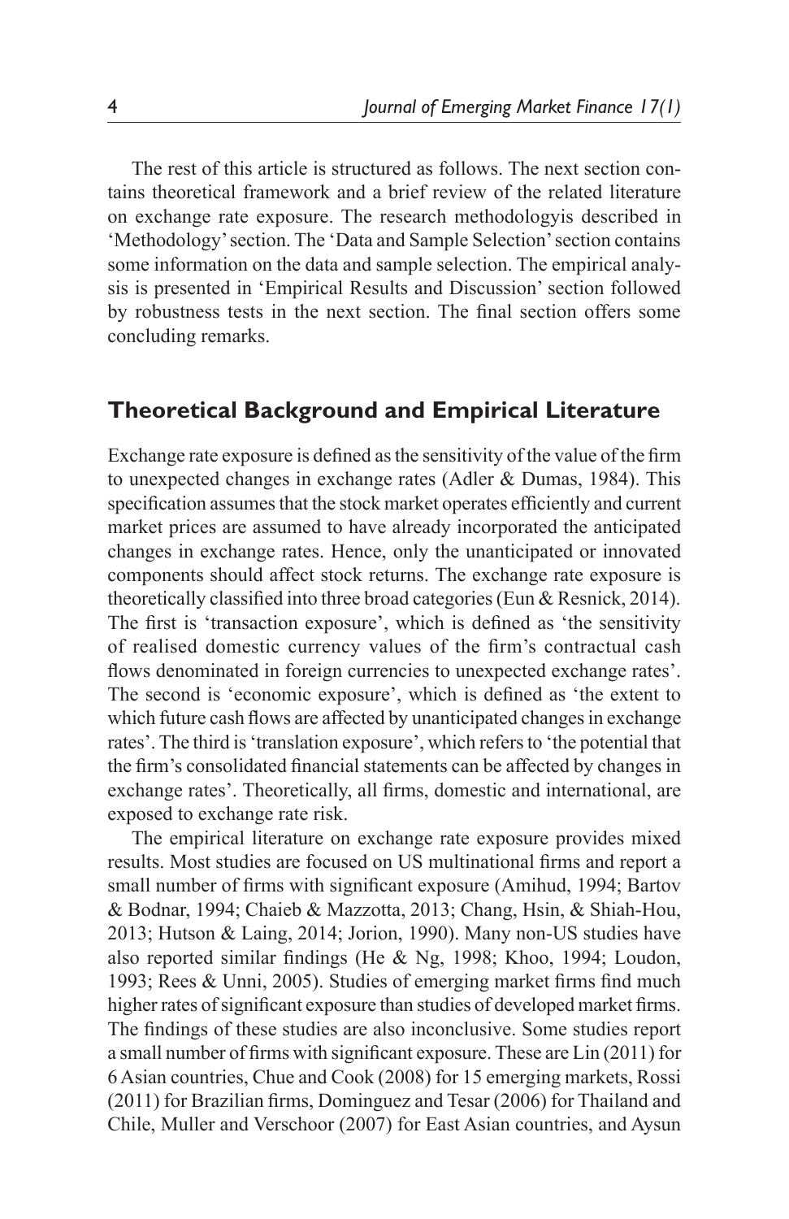The rest of this article is structured as follows. The next section contains theoretical framework and a brief review of the related literature on exchange rate exposure. The research methodologyis described in 'Methodology' section. The 'Data and Sample Selection' section contains some information on the data and sample selection. The empirical analysis is presented in 'Empirical Results and Discussion' section followed by robustness tests in the next section. The final section offers some concluding remarks.

## Theoretical Background and Empirical Literature

Exchange rate exposure is defined as the sensitivity of the value of the firm to unexpected changes in exchange rates (Adler & Dumas, 1984). This specification assumes that the stock market operates efficiently and current market prices are assumed to have already incorporated the anticipated changes in exchange rates. Hence, only the unanticipated or innovated components should affect stock returns. The exchange rate exposure is theoretically classified into three broad categories (Eun & Resnick, 2014). The first is 'transaction exposure', which is defined as 'the sensitivity of realised domestic currency values of the firm's contractual cash flows denominated in foreign currencies to unexpected exchange rates'. The second is 'economic exposure', which is defined as 'the extent to which future cash flows are affected by unanticipated changes in exchange rates'. The third is 'translation exposure', which refers to 'the potential that the firm's consolidated financial statements can be affected by changes in exchange rates'. Theoretically, all firms, domestic and international, are exposed to exchange rate risk.

The empirical literature on exchange rate exposure provides mixed results. Most studies are focused on US multinational firms and report a small number of firms with significant exposure (Amihud, 1994; Bartov & Bodnar, 1994; Chaieb & Mazzotta, 2013; Chang, Hsin, & Shiah-Hou, 2013; Hutson & Laing, 2014; Jorion, 1990). Many non-US studies have also reported similar findings (He & Ng, 1998; Khoo, 1994; Loudon, 1993; Rees & Unni, 2005). Studies of emerging market firms find much higher rates of significant exposure than studies of developed market firms. The findings of these studies are also inconclusive. Some studies report a small number of firms with significant exposure. These are Lin (2011) for 6 Asian countries, Chue and Cook (2008) for 15 emerging markets, Rossi (2011) for Brazilian firms, Dominguez and Tesar (2006) for Thailand and Chile, Muller and Verschoor (2007) for East Asian countries, and Aysun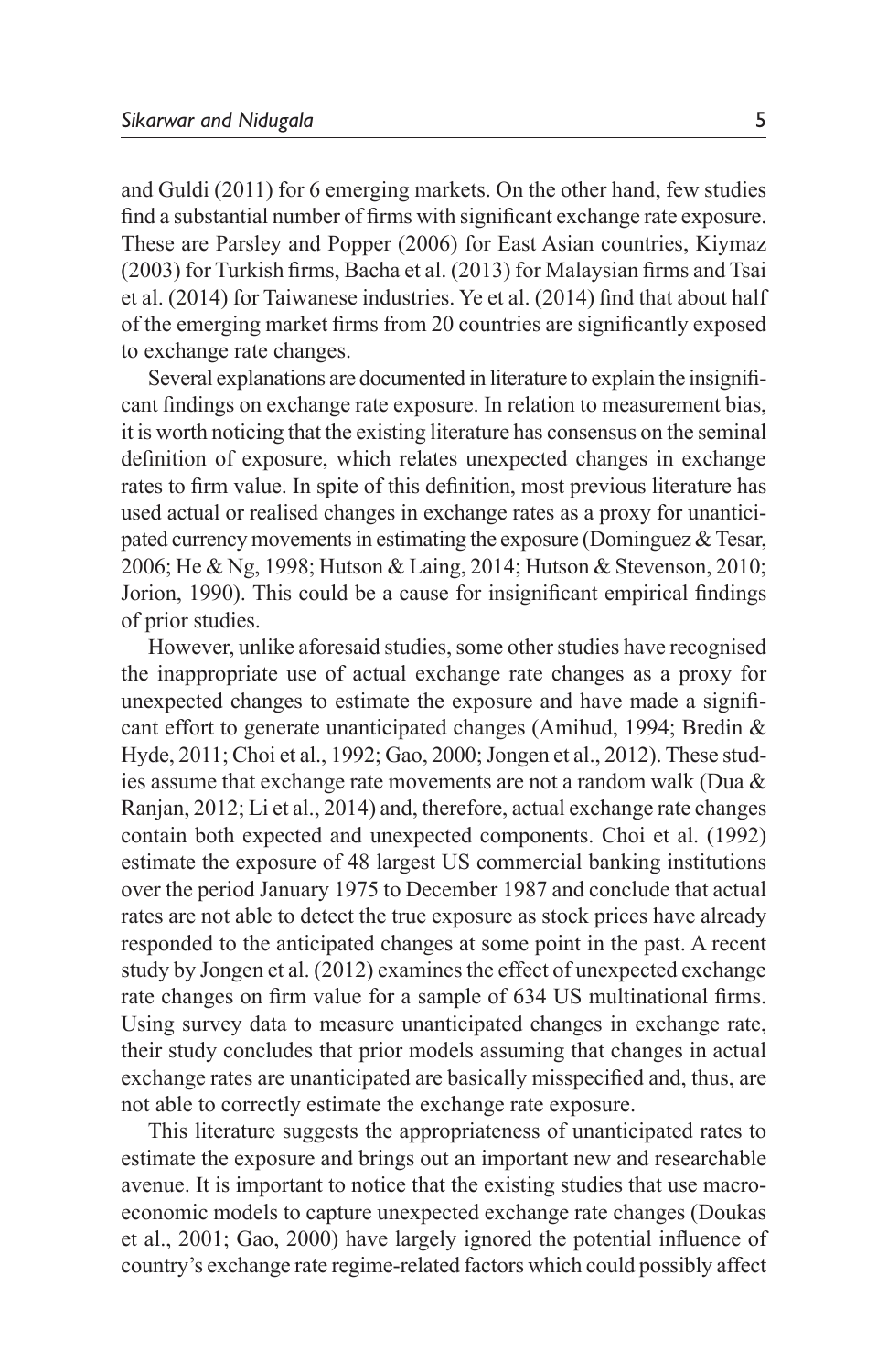and Guldi (2011) for 6 emerging markets. On the other hand, few studies find a substantial number of firms with significant exchange rate exposure. These are Parsley and Popper (2006) for East Asian countries, Kiymaz (2003) for Turkish firms, Bacha et al. (2013) for Malaysian firms and Tsai et al. (2014) for Taiwanese industries. Ye et al. (2014) find that about half of the emerging market firms from 20 countries are significantly exposed to exchange rate changes.

Several explanations are documented in literature to explain the insignificant findings on exchange rate exposure. In relation to measurement bias, it is worth noticing that the existing literature has consensus on the seminal definition of exposure, which relates unexpected changes in exchange rates to firm value. In spite of this definition, most previous literature has used actual or realised changes in exchange rates as a proxy for unanticipated currency movements in estimating the exposure (Dominguez & Tesar, 2006; He & Ng, 1998; Hutson & Laing, 2014; Hutson & Stevenson, 2010; Jorion, 1990). This could be a cause for insignificant empirical findings of prior studies.

However, unlike aforesaid studies, some other studies have recognised the inappropriate use of actual exchange rate changes as a proxy for unexpected changes to estimate the exposure and have made a significant effort to generate unanticipated changes (Amihud, 1994; Bredin & Hyde, 2011; Choi et al., 1992; Gao, 2000; Jongen et al., 2012). These studies assume that exchange rate movements are not a random walk (Dua & Ranjan, 2012; Li et al., 2014) and, therefore, actual exchange rate changes contain both expected and unexpected components. Choi et al. (1992) estimate the exposure of 48 largest US commercial banking institutions over the period January 1975 to December 1987 and conclude that actual rates are not able to detect the true exposure as stock prices have already responded to the anticipated changes at some point in the past. A recent study by Jongen et al. (2012) examines the effect of unexpected exchange rate changes on firm value for a sample of 634 US multinational firms. Using survey data to measure unanticipated changes in exchange rate, their study concludes that prior models assuming that changes in actual exchange rates are unanticipated are basically misspecified and, thus, are not able to correctly estimate the exchange rate exposure.

This literature suggests the appropriateness of unanticipated rates to estimate the exposure and brings out an important new and researchable avenue. It is important to notice that the existing studies that use macroeconomic models to capture unexpected exchange rate changes (Doukas et al., 2001; Gao, 2000) have largely ignored the potential influence of country's exchange rate regime-related factors which could possibly affect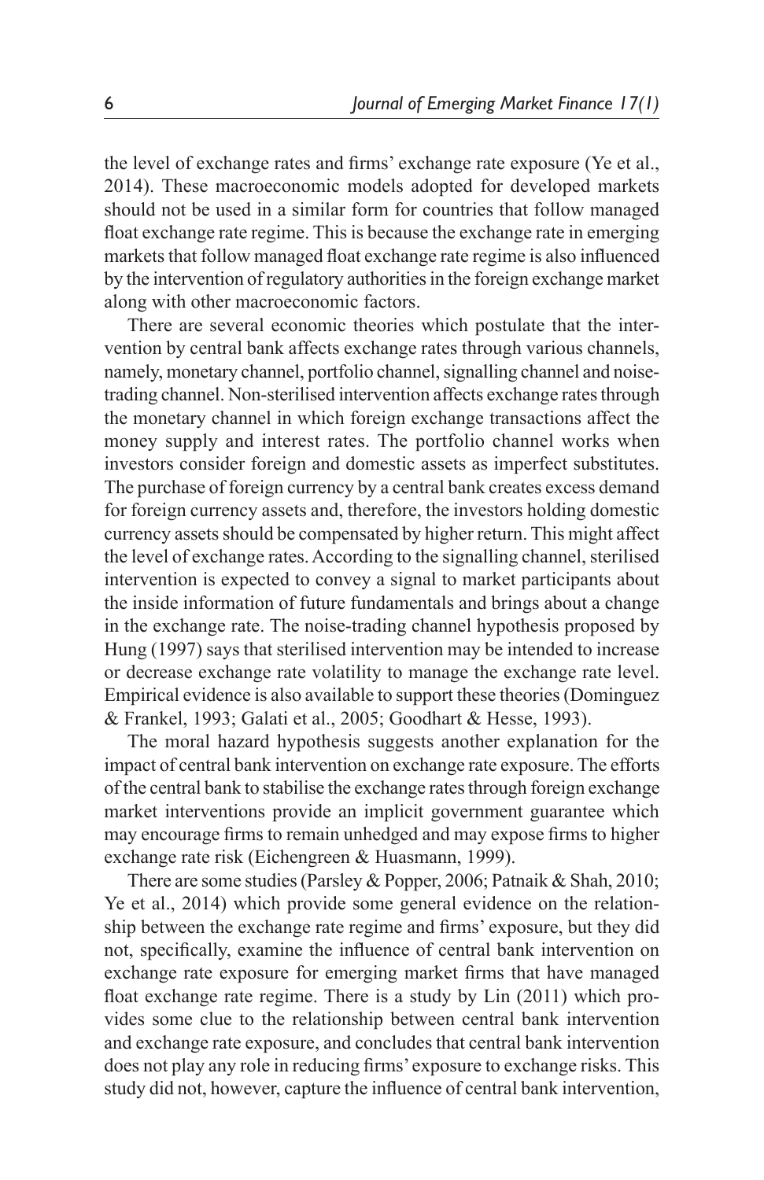the level of exchange rates and firms' exchange rate exposure (Ye et al., 2014). These macroeconomic models adopted for developed markets should not be used in a similar form for countries that follow managed float exchange rate regime. This is because the exchange rate in emerging markets that follow managed float exchange rate regime is also influenced by the intervention of regulatory authorities in the foreign exchange market along with other macroeconomic factors.

There are several economic theories which postulate that the intervention by central bank affects exchange rates through various channels, namely, monetary channel, portfolio channel, signalling channel and noise-trading channel. Non-sterilised intervention affects exchange rates through the monetary channel in which foreign exchange transactions affect the money supply and interest rates. The portfolio channel works when investors consider foreign and domestic assets as imperfect substitutes. The purchase of foreign currency by a central bank creates excess demand for foreign currency assets and, therefore, the investors holding domestic currency assets should be compensated by higher return. This might affect the level of exchange rates. According to the signalling channel, sterilised intervention is expected to convey a signal to market participants about the inside information of future fundamentals and brings about a change in the exchange rate. The noise-trading channel hypothesis proposed by Hung (1997) says that sterilised intervention may be intended to increase or decrease exchange rate volatility to manage the exchange rate level. Empirical evidence is also available to support these theories (Dominguez & Frankel, 1993; Galati et al., 2005; Goodhart & Hesse, 1993).

The moral hazard hypothesis suggests another explanation for the impact of central bank intervention on exchange rate exposure. The efforts of the central bank to stabilise the exchange rates through foreign exchange market interventions provide an implicit government guarantee which may encourage firms to remain unhedged and may expose firms to higher exchange rate risk (Eichengreen & Huasmann, 1999).

There are some studies (Parsley & Popper, 2006; Patnaik & Shah, 2010; Ye et al., 2014) which provide some general evidence on the relationship between the exchange rate regime and firms' exposure, but they did not, specifically, examine the influence of central bank intervention on exchange rate exposure for emerging market firms that have managed float exchange rate regime. There is a study by Lin (2011) which provides some clue to the relationship between central bank intervention and exchange rate exposure, and concludes that central bank intervention does not play any role in reducing firms' exposure to exchange risks. This study did not, however, capture the influence of central bank intervention,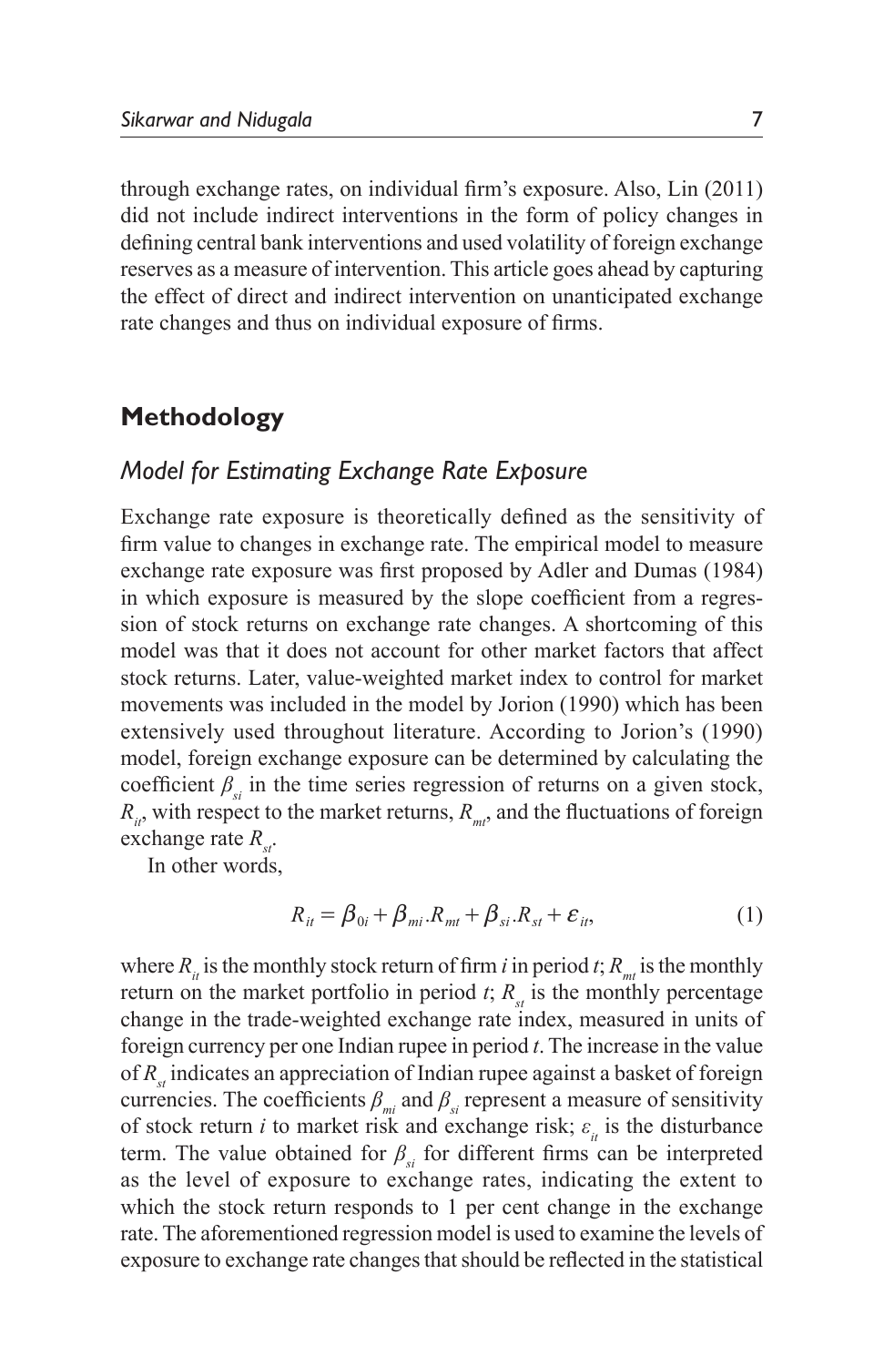through exchange rates, on individual firm's exposure. Also, Lin (2011) did not include indirect interventions in the form of policy changes in defining central bank interventions and used volatility of foreign exchange reserves as a measure of intervention. This article goes ahead by capturing the effect of direct and indirect intervention on unanticipated exchange rate changes and thus on individual exposure of firms.

## Methodology

### *Model for Estimating Exchange Rate Exposure*

Exchange rate exposure is theoretically defined as the sensitivity of firm value to changes in exchange rate. The empirical model to measure exchange rate exposure was first proposed by Adler and Dumas (1984) in which exposure is measured by the slope coefficient from a regression of stock returns on exchange rate changes. A shortcoming of this model was that it does not account for other market factors that affect stock returns. Later, value-weighted market index to control for market movements was included in the model by Jorion (1990) which has been extensively used throughout literature. According to Jorion's (1990) model, foreign exchange exposure can be determined by calculating the coefficient $\beta_{si}$ in the time series regression of returns on a given stock, $R_{it}$, with respect to the market returns, $R_{mt}$, and the fluctuations of foreign exchange rate $R_{st}$.

In other words,

$$R_{it} = \beta_{0i} + \beta_{mi}.R_{mt} + \beta_{si}.R_{st} + \varepsilon_{it}, \tag{1}$$

where $R_{it}$ is the monthly stock return of firm $i$ in period $t$; $R_{mt}$ is the monthly return on the market portfolio in period $t$; $R_{st}$ is the monthly percentage change in the trade-weighted exchange rate index, measured in units of foreign currency per one Indian rupee in period $t$. The increase in the value of $R_{st}$ indicates an appreciation of Indian rupee against a basket of foreign currencies. The coefficients $\beta_{mi}$ and $\beta_{si}$ represent a measure of sensitivity of stock return $i$ to market risk and exchange risk; $\varepsilon_{it}$ is the disturbance term. The value obtained for $\beta_{si}$ for different firms can be interpreted as the level of exposure to exchange rates, indicating the extent to which the stock return responds to 1 per cent change in the exchange rate. The aforementioned regression model is used to examine the levels of exposure to exchange rate changes that should be reflected in the statistical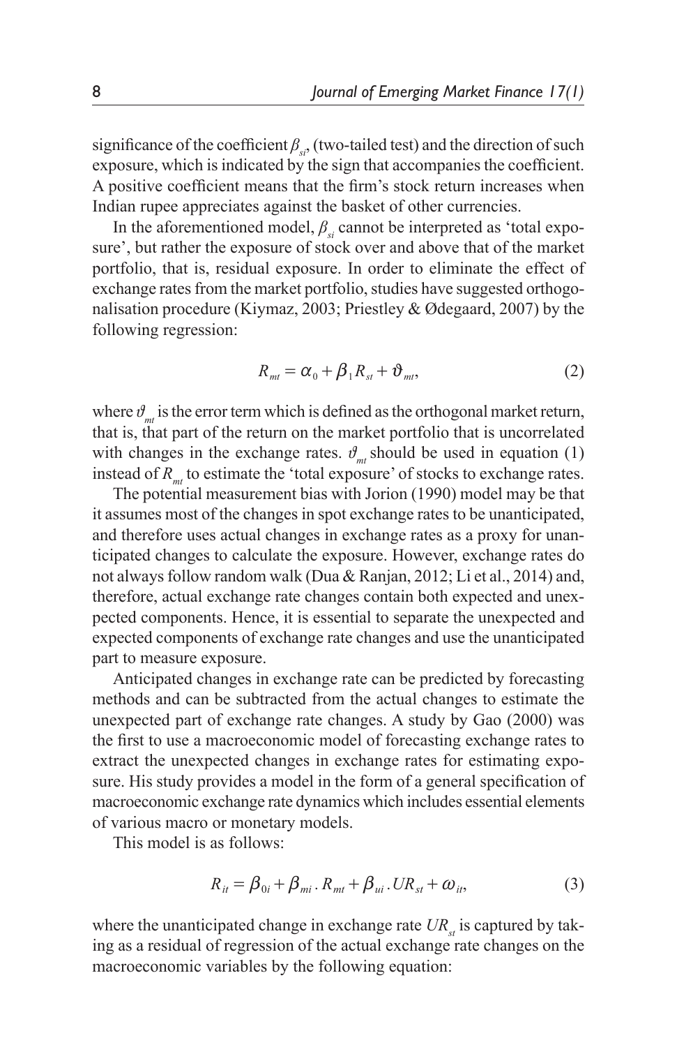significance of the coefficient $\beta_{si}$, (two-tailed test) and the direction of such exposure, which is indicated by the sign that accompanies the coefficient. A positive coefficient means that the firm's stock return increases when Indian rupee appreciates against the basket of other currencies.

In the aforementioned model, $\beta_{si}$ cannot be interpreted as 'total exposure', but rather the exposure of stock over and above that of the market portfolio, that is, residual exposure. In order to eliminate the effect of exchange rates from the market portfolio, studies have suggested orthogonalisation procedure (Kiymaz, 2003; Priestley & Ødegaard, 2007) by the following regression:

$$R_{mt} = \alpha_0 + \beta_1 R_{st} + \vartheta_{mt}, \tag{2}$$

where $\vartheta_{mt}$ is the error term which is defined as the orthogonal market return, that is, that part of the return on the market portfolio that is uncorrelated with changes in the exchange rates. $\vartheta_{mt}$ should be used in equation (1) instead of $R_{mt}$ to estimate the 'total exposure' of stocks to exchange rates.

The potential measurement bias with Jorion (1990) model may be that it assumes most of the changes in spot exchange rates to be unanticipated, and therefore uses actual changes in exchange rates as a proxy for unanticipated changes to calculate the exposure. However, exchange rates do not always follow random walk (Dua & Ranjan, 2012; Li et al., 2014) and, therefore, actual exchange rate changes contain both expected and unexpected components. Hence, it is essential to separate the unexpected and expected components of exchange rate changes and use the unanticipated part to measure exposure.

Anticipated changes in exchange rate can be predicted by forecasting methods and can be subtracted from the actual changes to estimate the unexpected part of exchange rate changes. A study by Gao (2000) was the first to use a macroeconomic model of forecasting exchange rates to extract the unexpected changes in exchange rates for estimating exposure. His study provides a model in the form of a general specification of macroeconomic exchange rate dynamics which includes essential elements of various macro or monetary models.

This model is as follows:

$$R_{it} = \beta_{0i} + \beta_{mi} . R_{mt} + \beta_{ui} . UR_{st} + \omega_{it}, \tag{3}$$

where the unanticipated change in exchange rate $UR_{st}$ is captured by taking as a residual of regression of the actual exchange rate changes on the macroeconomic variables by the following equation: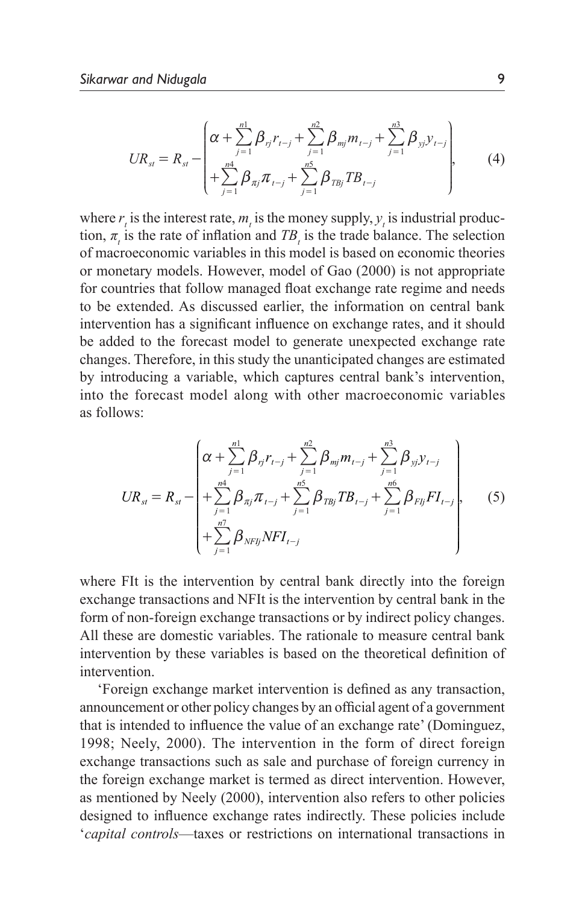$$UR_{st} = R_{st} - \begin{pmatrix} \alpha + \sum_{j=1}^{n1} \beta_{rj} r_{t-j} + \sum_{j=1}^{n2} \beta_{mj} m_{t-j} + \sum_{j=1}^{n3} \beta_{yj} y_{t-j} \\ + \sum_{j=1}^{n4} \beta_{\pi j} \pi_{t-j} + \sum_{j=1}^{n5} \beta_{TBj} TB_{t-j} \end{pmatrix}, \tag{4}$$

where $r_t$ is the interest rate, $m_t$ is the money supply, $y_t$ is industrial production, $\pi_t$ is the rate of inflation and $TB_t$ is the trade balance. The selection of macroeconomic variables in this model is based on economic theories or monetary models. However, model of Gao (2000) is not appropriate for countries that follow managed float exchange rate regime and needs to be extended. As discussed earlier, the information on central bank intervention has a significant influence on exchange rates, and it should be added to the forecast model to generate unexpected exchange rate changes. Therefore, in this study the unanticipated changes are estimated by introducing a variable, which captures central bank's intervention, into the forecast model along with other macroeconomic variables as follows:

$$UR_{st} = R_{st} - \begin{pmatrix} \alpha + \sum_{j=1}^{n1} \beta_{rj} r_{t-j} + \sum_{j=1}^{n2} \beta_{mj} m_{t-j} + \sum_{j=1}^{n3} \beta_{yj} y_{t-j} \\ + \sum_{j=1}^{n4} \beta_{\pi j} \pi_{t-j} + \sum_{j=1}^{n5} \beta_{TBj} TB_{t-j} + \sum_{j=1}^{n6} \beta_{FIj} FI_{t-j} \\ + \sum_{j=1}^{n7} \beta_{NFIj} NFI_{t-j} \end{pmatrix}, \tag{5}$$

where FIt is the intervention by central bank directly into the foreign exchange transactions and NFIt is the intervention by central bank in the form of non-foreign exchange transactions or by indirect policy changes. All these are domestic variables. The rationale to measure central bank intervention by these variables is based on the theoretical definition of intervention.

'Foreign exchange market intervention is defined as any transaction, announcement or other policy changes by an official agent of a government that is intended to influence the value of an exchange rate' (Dominguez, 1998; Neely, 2000). The intervention in the form of direct foreign exchange transactions such as sale and purchase of foreign currency in the foreign exchange market is termed as direct intervention. However, as mentioned by Neely (2000), intervention also refers to other policies designed to influence exchange rates indirectly. These policies include '*capital controls*—taxes or restrictions on international transactions in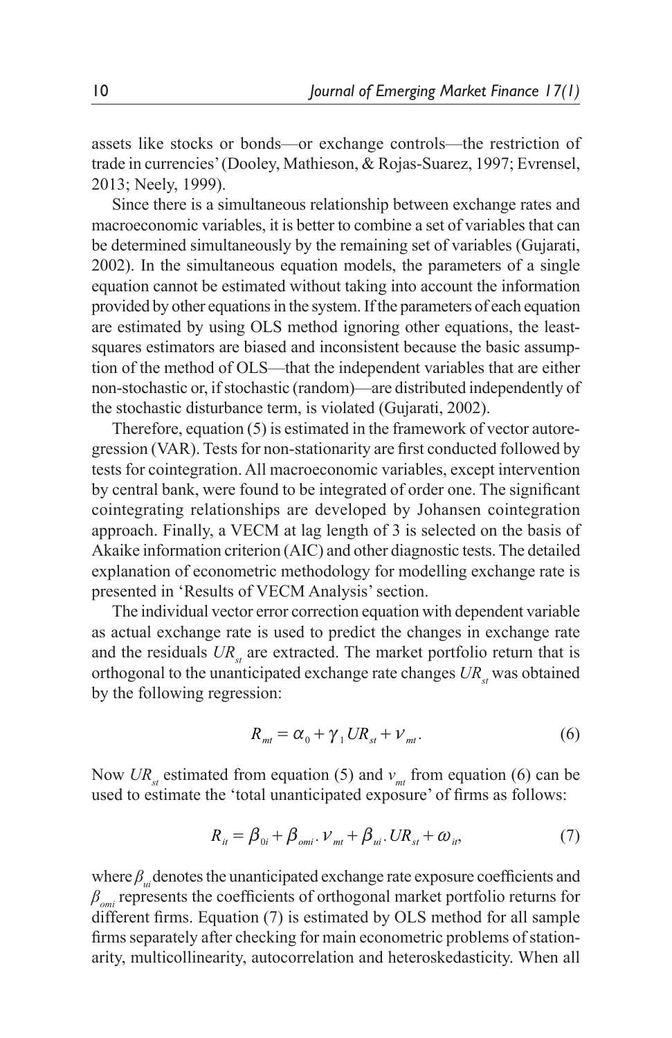assets like stocks or bonds—or exchange controls—the restriction of trade in currencies' (Dooley, Mathieson, & Rojas-Suarez, 1997; Evrensel, 2013; Neely, 1999).

Since there is a simultaneous relationship between exchange rates and macroeconomic variables, it is better to combine a set of variables that can be determined simultaneously by the remaining set of variables (Gujarati, 2002). In the simultaneous equation models, the parameters of a single equation cannot be estimated without taking into account the information provided by other equations in the system. If the parameters of each equation are estimated by using OLS method ignoring other equations, the least-squares estimators are biased and inconsistent because the basic assumption of the method of OLS—that the independent variables that are either non-stochastic or, if stochastic (random)—are distributed independently of the stochastic disturbance term, is violated (Gujarati, 2002).

Therefore, equation (5) is estimated in the framework of vector autoregression (VAR). Tests for non-stationarity are first conducted followed by tests for cointegration. All macroeconomic variables, except intervention by central bank, were found to be integrated of order one. The significant cointegrating relationships are developed by Johansen cointegration approach. Finally, a VECM at lag length of 3 is selected on the basis of Akaike information criterion (AIC) and other diagnostic tests. The detailed explanation of econometric methodology for modelling exchange rate is presented in 'Results of VECM Analysis' section.

The individual vector error correction equation with dependent variable as actual exchange rate is used to predict the changes in exchange rate and the residuals $UR_{st}$ are extracted. The market portfolio return that is orthogonal to the unanticipated exchange rate changes $UR_{st}$ was obtained by the following regression:

$$R_{mt} = \alpha_0 + \gamma_1 UR_{st} + \nu_{mt}. \tag{6}$$

Now $UR_{st}$ estimated from equation (5) and $v_{mt}$ from equation (6) can be used to estimate the 'total unanticipated exposure' of firms as follows:

$$R_{it} = \beta_{0i} + \beta_{omi} . \nu_{mt} + \beta_{ui} . UR_{st} + \omega_{it}, \tag{7}$$

where $\beta_{ui}$ denotes the unanticipated exchange rate exposure coefficients and $\beta_{omi}$ represents the coefficients of orthogonal market portfolio returns for different firms. Equation (7) is estimated by OLS method for all sample firms separately after checking for main econometric problems of stationarity, multicollinearity, autocorrelation and heteroskedasticity. When all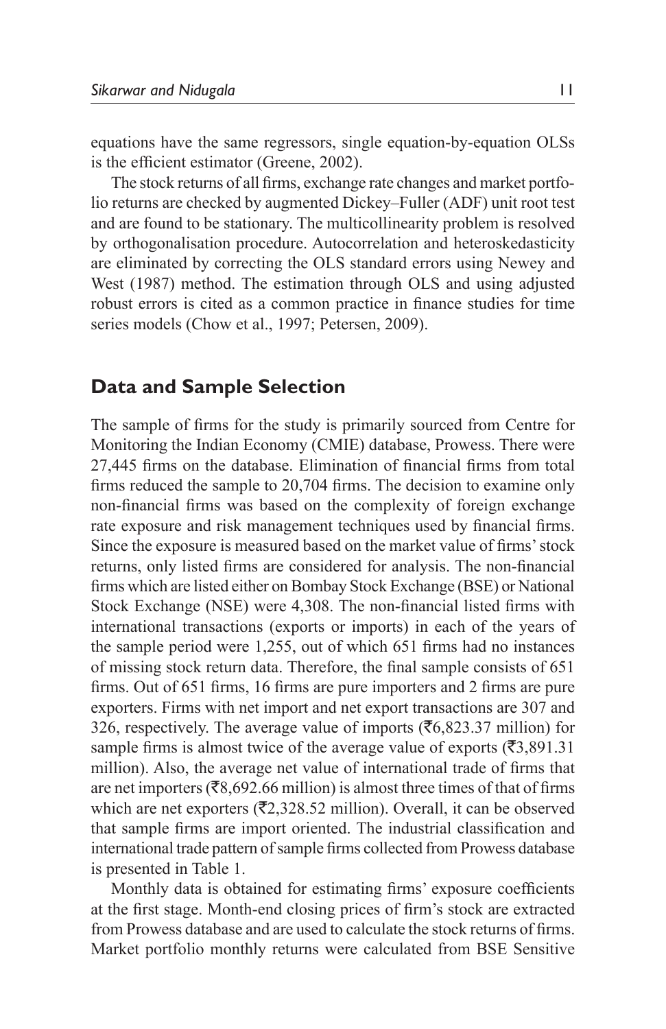equations have the same regressors, single equation-by-equation OLSs is the efficient estimator (Greene, 2002).

The stock returns of all firms, exchange rate changes and market portfolio returns are checked by augmented Dickey–Fuller (ADF) unit root test and are found to be stationary. The multicollinearity problem is resolved by orthogonalisation procedure. Autocorrelation and heteroskedasticity are eliminated by correcting the OLS standard errors using Newey and West (1987) method. The estimation through OLS and using adjusted robust errors is cited as a common practice in finance studies for time series models (Chow et al., 1997; Petersen, 2009).

## Data and Sample Selection

The sample of firms for the study is primarily sourced from Centre for Monitoring the Indian Economy (CMIE) database, Prowess. There were 27,445 firms on the database. Elimination of financial firms from total firms reduced the sample to 20,704 firms. The decision to examine only non-financial firms was based on the complexity of foreign exchange rate exposure and risk management techniques used by financial firms. Since the exposure is measured based on the market value of firms' stock returns, only listed firms are considered for analysis. The non-financial firms which are listed either on Bombay Stock Exchange (BSE) or National Stock Exchange (NSE) were 4,308. The non-financial listed firms with international transactions (exports or imports) in each of the years of the sample period were 1,255, out of which 651 firms had no instances of missing stock return data. Therefore, the final sample consists of 651 firms. Out of 651 firms, 16 firms are pure importers and 2 firms are pure exporters. Firms with net import and net export transactions are 307 and 326, respectively. The average value of imports (₹6,823.37 million) for sample firms is almost twice of the average value of exports (₹3,891.31 million). Also, the average net value of international trade of firms that are net importers (₹8,692.66 million) is almost three times of that of firms which are net exporters (₹2,328.52 million). Overall, it can be observed that sample firms are import oriented. The industrial classification and international trade pattern of sample firms collected from Prowess database is presented in Table 1.

Monthly data is obtained for estimating firms' exposure coefficients at the first stage. Month-end closing prices of firm's stock are extracted from Prowess database and are used to calculate the stock returns of firms. Market portfolio monthly returns were calculated from BSE Sensitive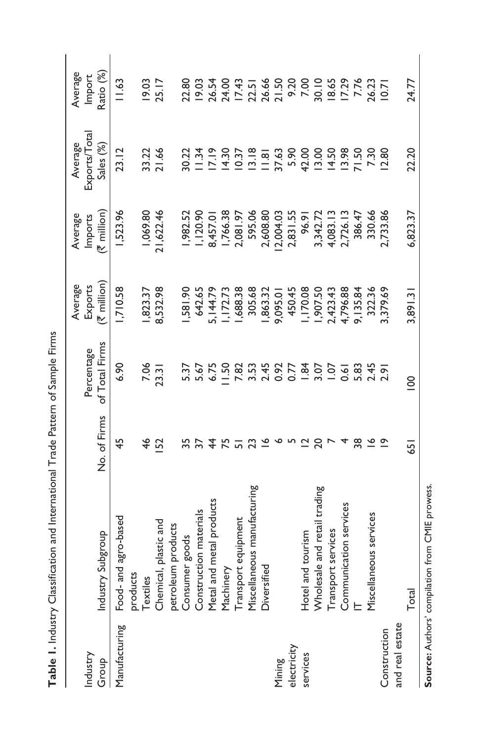**Table 1.** Industry Classification and International Trade Pattern of Sample Firms

| Industry Group | Industry Subgroup | No. of Firms | Percentage of Total Firms | Average Exports (₹ million) | Average Imports (₹ million) | Average Exports/Total Sales (%) | Average Import Ratio (%) |
|---|---|---|---|---|---|---|---|
| Manufacturing | Food- and agro-based products | 45 | 6.90 | 1,710.58 | 1,523.96 | 23.12 | 11.63 |
| | Textiles | 46 | 7.06 | 1,823.37 | 1,069.80 | 33.22 | 19.03 |
| | Chemical, plastic and petroleum products | 152 | 23.31 | 8,532.98 | 21,622.46 | 21.66 | 25.17 |
| | Consumer goods | 35 | 5.37 | 1,581.90 | 1,982.52 | 30.22 | 22.80 |
| | Construction materials | 37 | 5.67 | 642.65 | 1,120.90 | 11.34 | 19.03 |
| | Metal and metal products | 44 | 6.75 | 5,144.79 | 8,457.01 | 17.19 | 26.54 |
| | Machinery | 75 | 11.50 | 1,172.73 | 1,766.38 | 14.30 | 24.00 |
| | Transport equipment | 51 | 7.82 | 1,688.38 | 2,081.97 | 10.37 | 17.43 |
| | Miscellaneous manufacturing | 23 | 3.53 | 305.68 | 595.06 | 13.18 | 22.51 |
| | Diversified | 16 | 2.45 | 1,863.32 | 2,608.80 | 11.81 | 26.66 |
| Mining | | 6 | 0.92 | 9,095.01 | 12,004.03 | 37.63 | 21.50 |
| electricity | | 5 | 0.77 | 450.45 | 2,831.55 | 5.90 | 9.20 |
| services | Hotel and tourism | 12 | 1.84 | 1,170.08 | 96.91 | 42.00 | 7.00 |
| | Wholesale and retail trading | 20 | 3.07 | 1,907.50 | 3,342.72 | 13.00 | 30.10 |
| | Transport services | 7 | 1.07 | 2,423.43 | 4,083.13 | 14.50 | 18.65 |
| | Communication services | 4 | 0.61 | 4,796.88 | 2,726.13 | 13.98 | 17.29 |
| | IT | 38 | 5.83 | 9,135.84 | 386.47 | 71.50 | 7.76 |
| | Miscellaneous services | 16 | 2.45 | 322.36 | 330.66 | 7.30 | 26.23 |
| Construction and real estate | | 19 | 2.91 | 3,379.69 | 2,733.86 | 12.80 | 10.71 |
| | Total | 651 | 100 | 3,891.31 | 6,823.37 | 22.20 | 24.77 |

**Source:** Authors' compilation from CMIE prowess.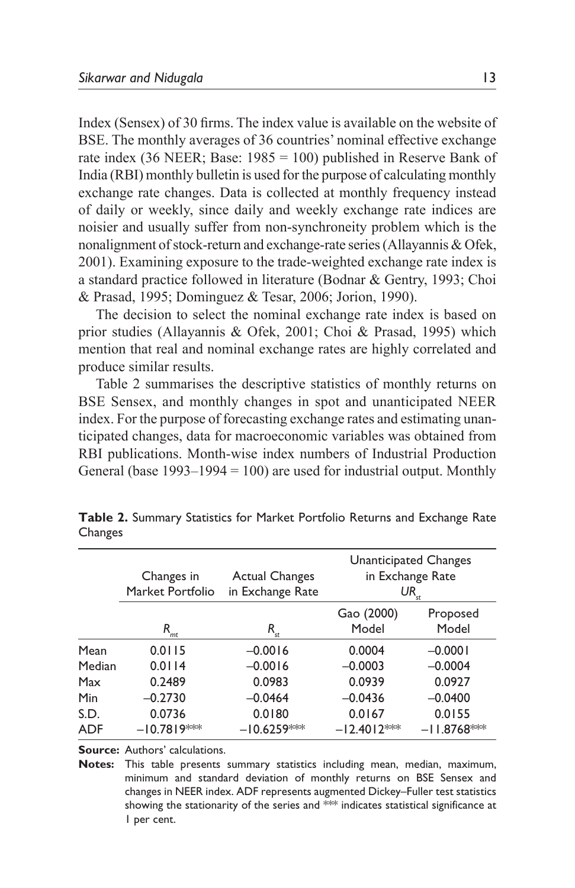Index (Sensex) of 30 firms. The index value is available on the website of BSE. The monthly averages of 36 countries' nominal effective exchange rate index (36 NEER; Base: 1985 = 100) published in Reserve Bank of India (RBI) monthly bulletin is used for the purpose of calculating monthly exchange rate changes. Data is collected at monthly frequency instead of daily or weekly, since daily and weekly exchange rate indices are noisier and usually suffer from non-synchroneity problem which is the nonalignment of stock-return and exchange-rate series (Allayannis & Ofek, 2001). Examining exposure to the trade-weighted exchange rate index is a standard practice followed in literature (Bodnar & Gentry, 1993; Choi & Prasad, 1995; Dominguez & Tesar, 2006; Jorion, 1990).

The decision to select the nominal exchange rate index is based on prior studies (Allayannis & Ofek, 2001; Choi & Prasad, 1995) which mention that real and nominal exchange rates are highly correlated and produce similar results.

Table 2 summarises the descriptive statistics of monthly returns on BSE Sensex, and monthly changes in spot and unanticipated NEER index. For the purpose of forecasting exchange rates and estimating unanticipated changes, data for macroeconomic variables was obtained from RBI publications. Month-wise index numbers of Industrial Production General (base 1993–1994 = 100) are used for industrial output. Monthly

**Table 2.** Summary Statistics for Market Portfolio Returns and Exchange Rate Changes

| | Changes in Market Portfolio | Actual Changes in Exchange Rate | Unanticipated Changes in Exchange Rate $UR_{st}$ | |
|---|---|---|---|---|
| | $R_{mt}$ | $R_{st}$ | Gao (2000) Model | Proposed Model |
| Mean | 0.0115 | –0.0016 | 0.0004 | –0.0001 |
| Median | 0.0114 | –0.0016 | –0.0003 | –0.0004 |
| Max | 0.2489 | 0.0983 | 0.0939 | 0.0927 |
| Min | –0.2730 | –0.0464 | –0.0436 | –0.0400 |
| S.D. | 0.0736 | 0.0180 | 0.0167 | 0.0155 |
| ADF | –10.7819*** | –10.6259*** | –12.4012*** | –11.8768*** |

**Source:** Authors' calculations.

**Notes:** This table presents summary statistics including mean, median, maximum, minimum and standard deviation of monthly returns on BSE Sensex and changes in NEER index. ADF represents augmented Dickey–Fuller test statistics showing the stationarity of the series and *** indicates statistical significance at 1 per cent.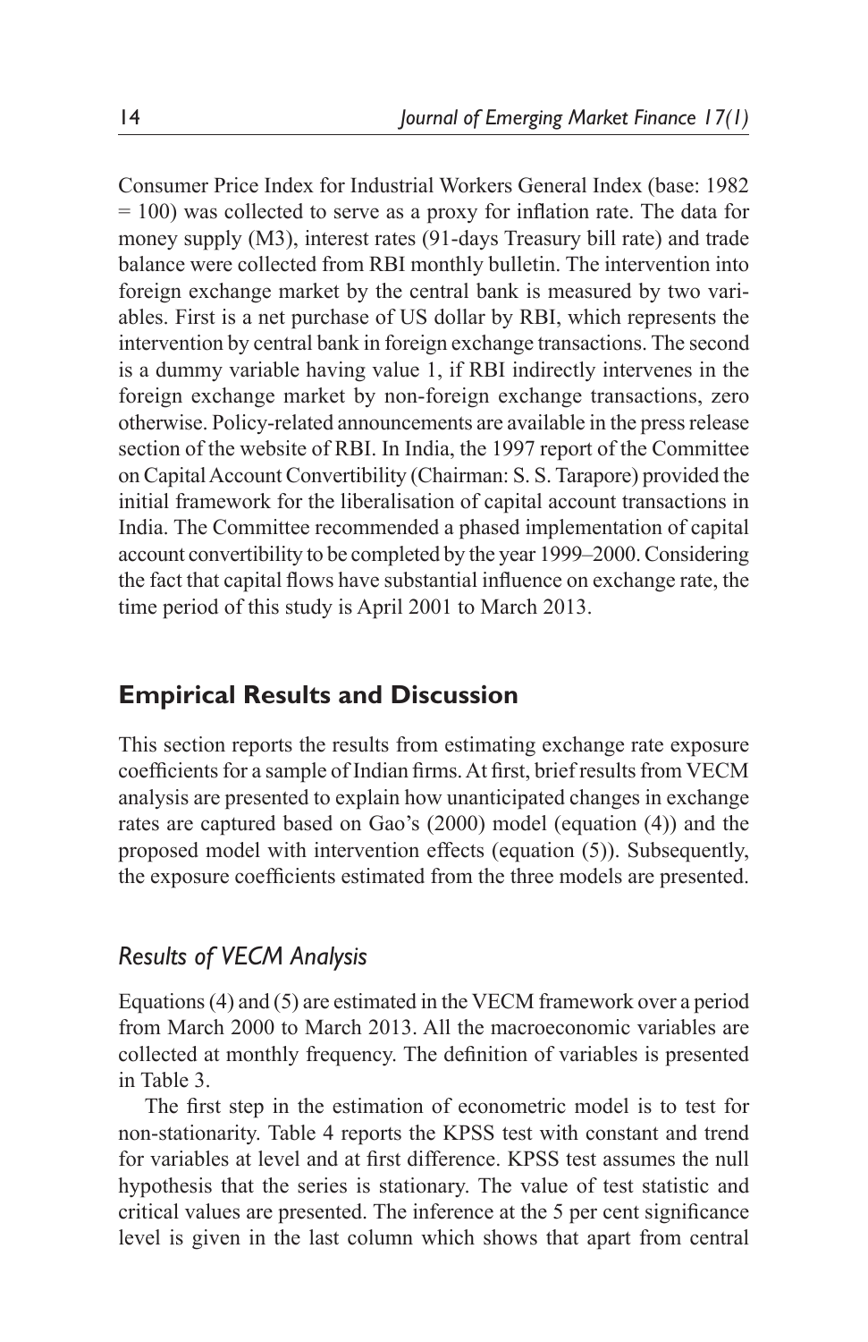Consumer Price Index for Industrial Workers General Index (base: 1982 = 100) was collected to serve as a proxy for inflation rate. The data for money supply (M3), interest rates (91-days Treasury bill rate) and trade balance were collected from RBI monthly bulletin. The intervention into foreign exchange market by the central bank is measured by two variables. First is a net purchase of US dollar by RBI, which represents the intervention by central bank in foreign exchange transactions. The second is a dummy variable having value 1, if RBI indirectly intervenes in the foreign exchange market by non-foreign exchange transactions, zero otherwise. Policy-related announcements are available in the press release section of the website of RBI. In India, the 1997 report of the Committee on Capital Account Convertibility (Chairman: S. S. Tarapore) provided the initial framework for the liberalisation of capital account transactions in India. The Committee recommended a phased implementation of capital account convertibility to be completed by the year 1999–2000. Considering the fact that capital flows have substantial influence on exchange rate, the time period of this study is April 2001 to March 2013.

## Empirical Results and Discussion

This section reports the results from estimating exchange rate exposure coefficients for a sample of Indian firms. At first, brief results from VECM analysis are presented to explain how unanticipated changes in exchange rates are captured based on Gao's (2000) model (equation (4)) and the proposed model with intervention effects (equation (5)). Subsequently, the exposure coefficients estimated from the three models are presented.

### *Results of VECM Analysis*

Equations (4) and (5) are estimated in the VECM framework over a period from March 2000 to March 2013. All the macroeconomic variables are collected at monthly frequency. The definition of variables is presented in Table 3.

The first step in the estimation of econometric model is to test for non-stationarity. Table 4 reports the KPSS test with constant and trend for variables at level and at first difference. KPSS test assumes the null hypothesis that the series is stationary. The value of test statistic and critical values are presented. The inference at the 5 per cent significance level is given in the last column which shows that apart from central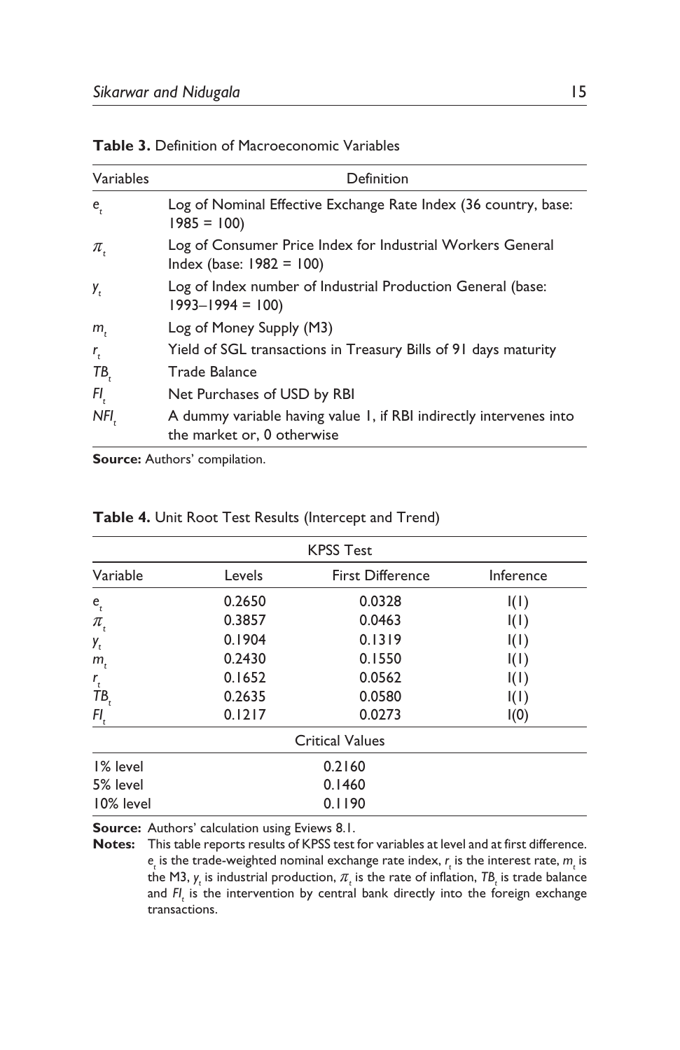**Table 3.** Definition of Macroeconomic Variables

| Variables | Definition |
|---|---|
| $e_t$ | Log of Nominal Effective Exchange Rate Index (36 country, base: 1985 = 100) |
| $\pi_t$ | Log of Consumer Price Index for Industrial Workers General Index (base: 1982 = 100) |
| $y_t$ | Log of Index number of Industrial Production General (base: 1993–1994 = 100) |
| $m_t$ | Log of Money Supply (M3) |
| $r_t$ | Yield of SGL transactions in Treasury Bills of 91 days maturity |
| $TB_t$ | Trade Balance |
| $FI_t$ | Net Purchases of USD by RBI |
| $NFI_t$ | A dummy variable having value 1, if RBI indirectly intervenes into the market or, 0 otherwise |

**Source:** Authors' compilation.

**Table 4.** Unit Root Test Results (Intercept and Trend)

| KPSS Test | | | |
|---|---|---|---|
| Variable | Levels | First Difference | Inference |
| $e_t$ | 0.2650 | 0.0328 | I(1) |
| $\pi_t$ | 0.3857 | 0.0463 | I(1) |
| $y_t$ | 0.1904 | 0.1319 | I(1) |
| $m_t$ | 0.2430 | 0.1550 | I(1) |
| $r_t$ | 0.1652 | 0.0562 | I(1) |
| $TB_t$ | 0.2635 | 0.0580 | I(1) |
| $FI_t$ | 0.1217 | 0.0273 | I(0) |
| Critical Values | | | |
| 1% level | | 0.2160 | |
| 5% level | | 0.1460 | |
| 10% level | | 0.1190 | |

**Source:** Authors' calculation using Eviews 8.1.

**Notes:** This table reports results of KPSS test for variables at level and at first difference. $e_t$ is the trade-weighted nominal exchange rate index, $r_t$ is the interest rate, $m_t$ is the M3, $y_t$ is industrial production, $\pi_t$ is the rate of inflation, $TB_t$ is trade balance and $FI_t$ is the intervention by central bank directly into the foreign exchange transactions.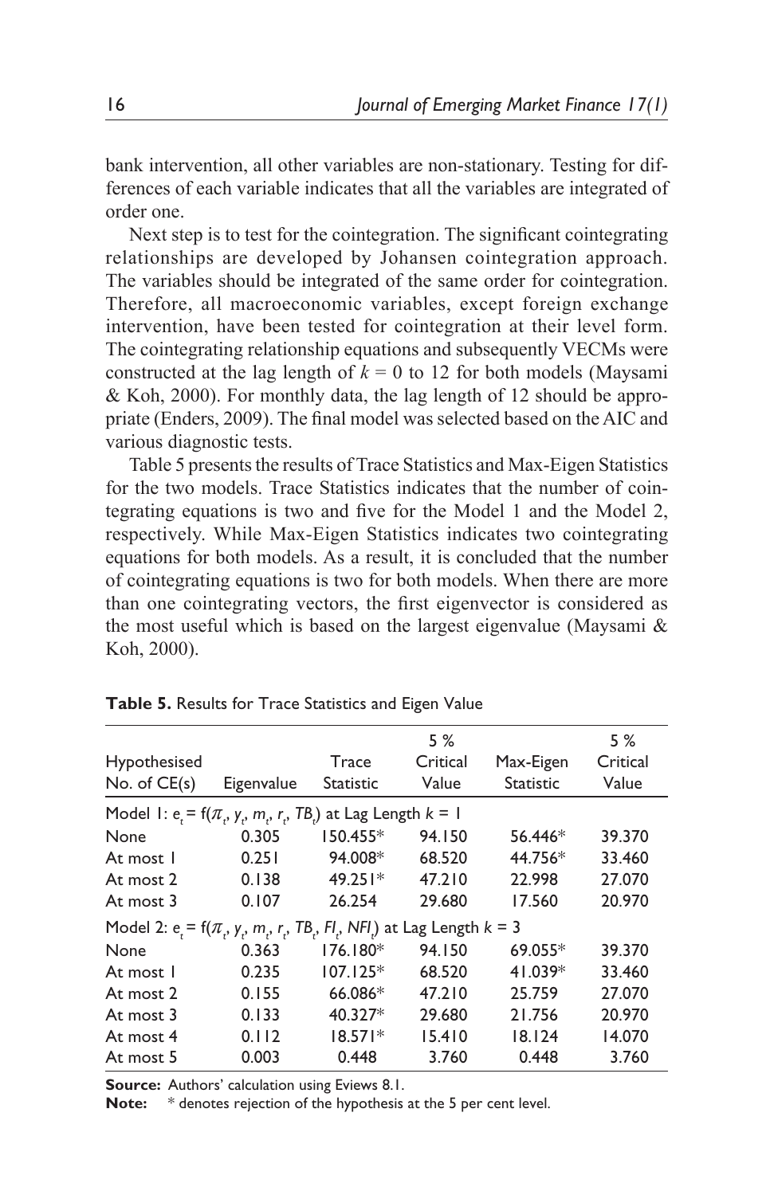bank intervention, all other variables are non-stationary. Testing for differences of each variable indicates that all the variables are integrated of order one.

Next step is to test for the cointegration. The significant cointegrating relationships are developed by Johansen cointegration approach. The variables should be integrated of the same order for cointegration. Therefore, all macroeconomic variables, except foreign exchange intervention, have been tested for cointegration at their level form. The cointegrating relationship equations and subsequently VECMs were constructed at the lag length of $k = 0$ to 12 for both models (Maysami & Koh, 2000). For monthly data, the lag length of 12 should be appropriate (Enders, 2009). The final model was selected based on the AIC and various diagnostic tests.

Table 5 presents the results of Trace Statistics and Max-Eigen Statistics for the two models. Trace Statistics indicates that the number of cointegrating equations is two and five for the Model 1 and the Model 2, respectively. While Max-Eigen Statistics indicates two cointegrating equations for both models. As a result, it is concluded that the number of cointegrating equations is two for both models. When there are more than one cointegrating vectors, the first eigenvector is considered as the most useful which is based on the largest eigenvalue (Maysami & Koh, 2000).

**Table 5.** Results for Trace Statistics and Eigen Value

| Hypothesised No. of CE(s) | Eigenvalue | Trace Statistic | 5 % Critical Value | Max-Eigen Statistic | 5 % Critical Value |
|---|---|---|---|---|---|
| Model 1: $e_t = f(\pi_t, y_t, m_t, r_t, TB_t)$ at Lag Length $k = 1$ | | | | | |
| None | 0.305 | 150.455* | 94.150 | 56.446* | 39.370 |
| At most 1 | 0.251 | 94.008* | 68.520 | 44.756* | 33.460 |
| At most 2 | 0.138 | 49.251* | 47.210 | 22.998 | 27.070 |
| At most 3 | 0.107 | 26.254 | 29.680 | 17.560 | 20.970 |
| Model 2: $e_t = f(\pi_t, y_t, m_t, r_t, TB_t, FI_t, NFI_t)$ at Lag Length $k = 3$ | | | | | |
| None | 0.363 | 176.180* | 94.150 | 69.055* | 39.370 |
| At most 1 | 0.235 | 107.125* | 68.520 | 41.039* | 33.460 |
| At most 2 | 0.155 | 66.086* | 47.210 | 25.759 | 27.070 |
| At most 3 | 0.133 | 40.327* | 29.680 | 21.756 | 20.970 |
| At most 4 | 0.112 | 18.571* | 15.410 | 18.124 | 14.070 |
| At most 5 | 0.003 | 0.448 | 3.760 | 0.448 | 3.760 |

**Source:** Authors' calculation using Eviews 8.1.

**Note:** * denotes rejection of the hypothesis at the 5 per cent level.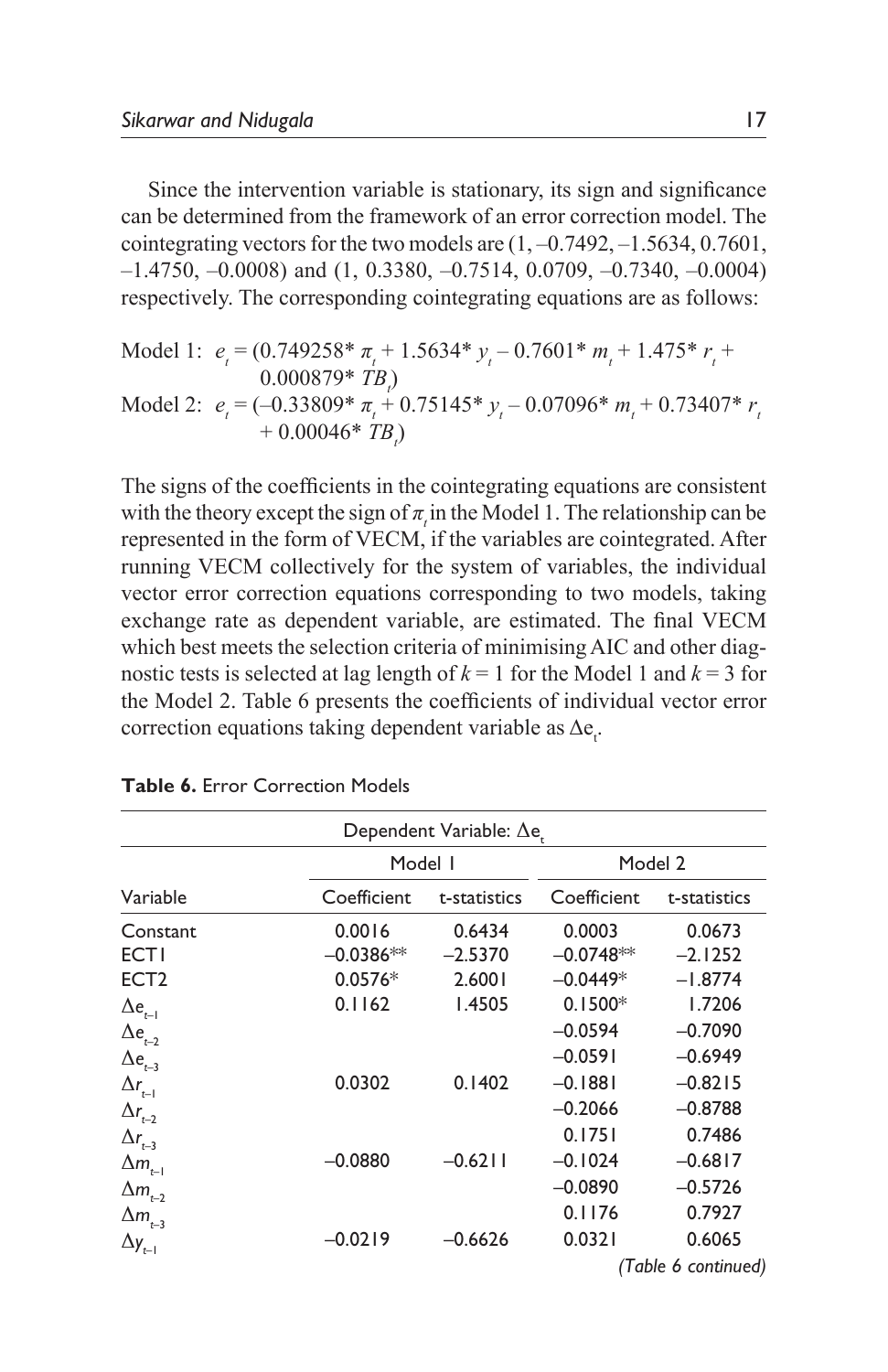Since the intervention variable is stationary, its sign and significance can be determined from the framework of an error correction model. The cointegrating vectors for the two models are (1, –0.7492, –1.5634, 0.7601, –1.4750, –0.0008) and (1, 0.3380, –0.7514, 0.0709, –0.7340, –0.0004) respectively. The corresponding cointegrating equations are as follows:

Model 1: $e_t = (0.749258^* \pi_t + 1.5634^* y_t - 0.7601^* m_t + 1.475^* r_t + 0.000879^* TB_t)$

Model 2: $e_t = (-0.33809^* \pi_t + 0.75145^* y_t - 0.07096^* m_t + 0.73407^* r_t + 0.00046^* TB_t)$

The signs of the coefficients in the cointegrating equations are consistent with the theory except the sign of $\pi_t$ in the Model 1. The relationship can be represented in the form of VECM, if the variables are cointegrated. After running VECM collectively for the system of variables, the individual vector error correction equations corresponding to two models, taking exchange rate as dependent variable, are estimated. The final VECM which best meets the selection criteria of minimising AIC and other diagnostic tests is selected at lag length of $k = 1$ for the Model 1 and $k = 3$ for the Model 2. Table 6 presents the coefficients of individual vector error correction equations taking dependent variable as $\Delta e_t$.

**Table 6.** Error Correction Models

| Dependent Variable: $\Delta e_t$ | | | | |
|---|---|---|---|---|
| | Model 1 | | Model 2 | |
| Variable | Coefficient | t-statistics | Coefficient | t-statistics |
| Constant | 0.0016 | 0.6434 | 0.0003 | 0.0673 |
| ECT1 | –0.0386** | –2.5370 | –0.0748** | –2.1252 |
| ECT2 | 0.0576* | 2.6001 | –0.0449* | –1.8774 |
| $\Delta e_{t-1}$ | 0.1162 | 1.4505 | 0.1500* | 1.7206 |
| $\Delta e_{t-2}$ | | | –0.0594 | –0.7090 |
| $\Delta e_{t-3}$ | | | –0.0591 | –0.6949 |
| $\Delta r_{t-1}$ | 0.0302 | 0.1402 | –0.1881 | –0.8215 |
| $\Delta r_{t-2}$ | | | –0.2066 | –0.8788 |
| $\Delta r_{t-3}$ | | | 0.1751 | 0.7486 |
| $\Delta m_{t-1}$ | –0.0880 | –0.6211 | –0.1024 | –0.6817 |
| $\Delta m_{t-2}$ | | | –0.0890 | –0.5726 |
| $\Delta m_{t-3}$ | | | 0.1176 | 0.7927 |
| $\Delta y_{t-1}$ | –0.0219 | –0.6626 | 0.0321 | 0.6065 |

*(Table 6 continued)*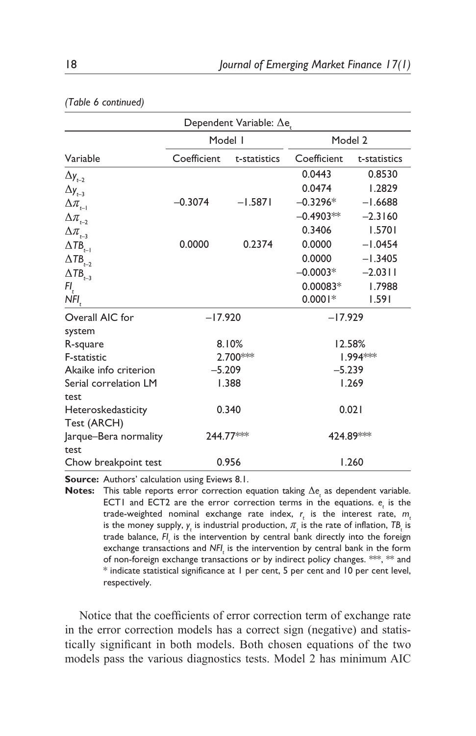*(Table 6 continued)*

| Dependent Variable: $\Delta e_t$ | | | | |
|---|---|---|---|---|
| | Model 1 | | Model 2 | |
| Variable | Coefficient | t-statistics | Coefficient | t-statistics |
| $\Delta y_{t-2}$ | | | 0.0443 | 0.8530 |
| $\Delta y_{t-3}$ | | | 0.0474 | 1.2829 |
| $\Delta \pi_{t-1}$ | –0.3074 | –1.5871 | –0.3296* | –1.6688 |
| $\Delta \pi_{t-2}$ | | | –0.4903** | –2.3160 |
| $\Delta \pi_{t-3}$ | | | 0.3406 | 1.5701 |
| $\Delta TB_{t-1}$ | 0.0000 | 0.2374 | 0.0000 | –1.0454 |
| $\Delta TB_{t-2}$ | | | 0.0000 | –1.3405 |
| $\Delta TB_{t-3}$ | | | –0.0003* | –2.0311 |
| $FI_t$ | | | 0.00083* | 1.7988 |
| $NFI_t$ | | | 0.0001* | 1.591 |
| Overall AIC for system | –17.920 | | –17.929 | |
| R-square | 8.10% | | 12.58% | |
| F-statistic | 2.700*** | | 1.994*** | |
| Akaike info criterion | –5.209 | | –5.239 | |
| Serial correlation LM test | 1.388 | | 1.269 | |
| Heteroskedasticity Test (ARCH) | 0.340 | | 0.021 | |
| Jarque–Bera normality test | 244.77*** | | 424.89*** | |
| Chow breakpoint test | 0.956 | | 1.260 | |

**Source:** Authors' calculation using Eviews 8.1.

**Notes:** This table reports error correction equation taking $\Delta e_t$ as dependent variable. ECT1 and ECT2 are the error correction terms in the equations. $e_t$ is the trade-weighted nominal exchange rate index, $r_t$ is the interest rate, $m_t$ is the money supply, $y_t$ is industrial production, $\pi_t$ is the rate of inflation, $TB_t$ is trade balance, $FI_t$ is the intervention by central bank directly into the foreign exchange transactions and $NFI_t$ is the intervention by central bank in the form of non-foreign exchange transactions or by indirect policy changes. ***, ** and * indicate statistical significance at 1 per cent, 5 per cent and 10 per cent level, respectively.

Notice that the coefficients of error correction term of exchange rate in the error correction models has a correct sign (negative) and statistically significant in both models. Both chosen equations of the two models pass the various diagnostics tests. Model 2 has minimum AIC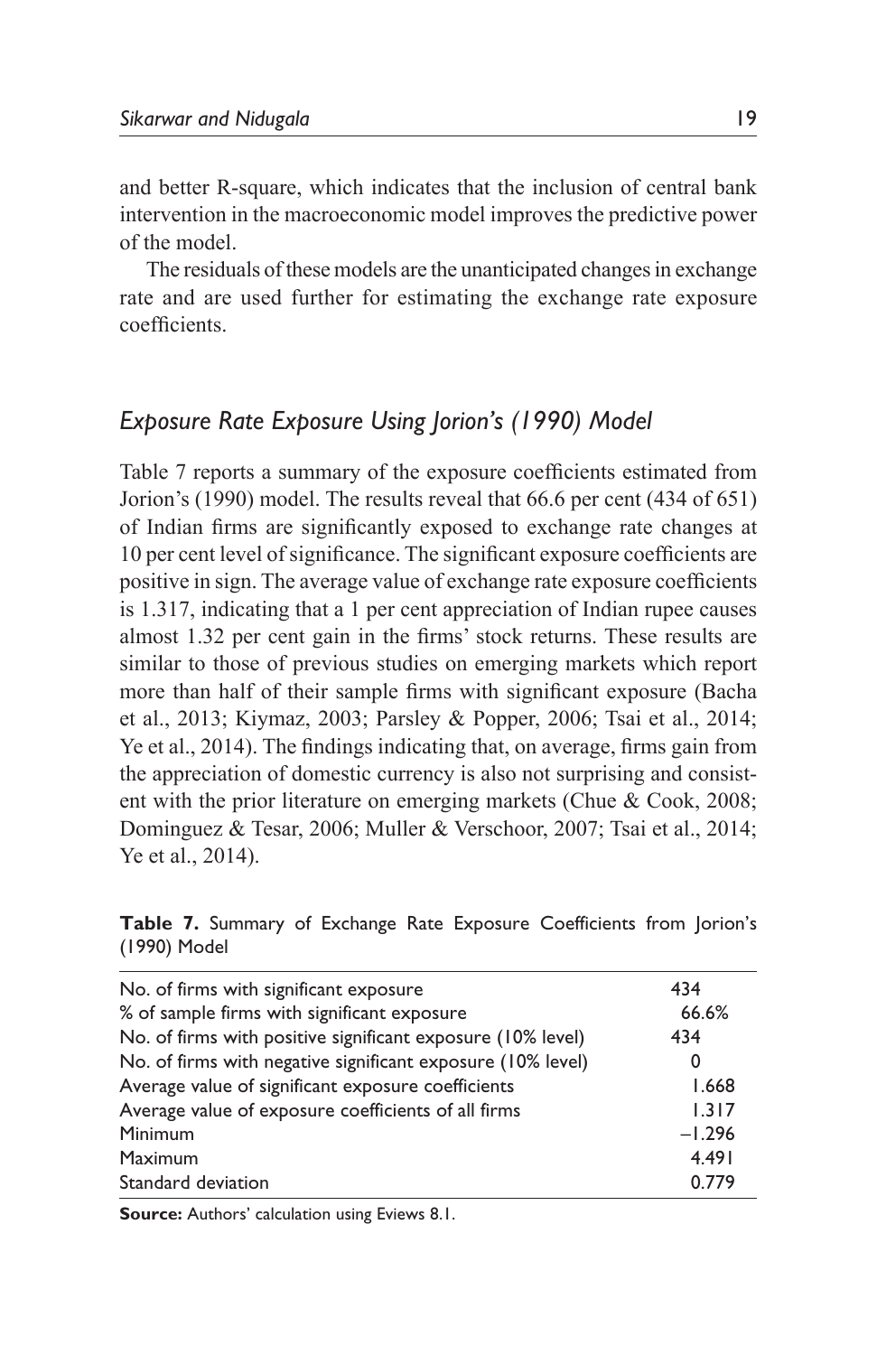and better R-square, which indicates that the inclusion of central bank intervention in the macroeconomic model improves the predictive power of the model.

The residuals of these models are the unanticipated changes in exchange rate and are used further for estimating the exchange rate exposure coefficients.

## *Exposure Rate Exposure Using Jorion's (1990) Model*

Table 7 reports a summary of the exposure coefficients estimated from Jorion's (1990) model. The results reveal that 66.6 per cent (434 of 651) of Indian firms are significantly exposed to exchange rate changes at 10 per cent level of significance. The significant exposure coefficients are positive in sign. The average value of exchange rate exposure coefficients is 1.317, indicating that a 1 per cent appreciation of Indian rupee causes almost 1.32 per cent gain in the firms' stock returns. These results are similar to those of previous studies on emerging markets which report more than half of their sample firms with significant exposure (Bacha et al., 2013; Kiymaz, 2003; Parsley & Popper, 2006; Tsai et al., 2014; Ye et al., 2014). The findings indicating that, on average, firms gain from the appreciation of domestic currency is also not surprising and consistent with the prior literature on emerging markets (Chue & Cook, 2008; Dominguez & Tesar, 2006; Muller & Verschoor, 2007; Tsai et al., 2014; Ye et al., 2014).

**Table 7.** Summary of Exchange Rate Exposure Coefficients from Jorion's (1990) Model

| | |
|---|---|
| No. of firms with significant exposure | 434 |
| % of sample firms with significant exposure | 66.6% |
| No. of firms with positive significant exposure (10% level) | 434 |
| No. of firms with negative significant exposure (10% level) | 0 |
| Average value of significant exposure coefficients | 1.668 |
| Average value of exposure coefficients of all firms | 1.317 |
| Minimum | −1.296 |
| Maximum | 4.491 |
| Standard deviation | 0.779 |

**Source:** Authors' calculation using Eviews 8.1.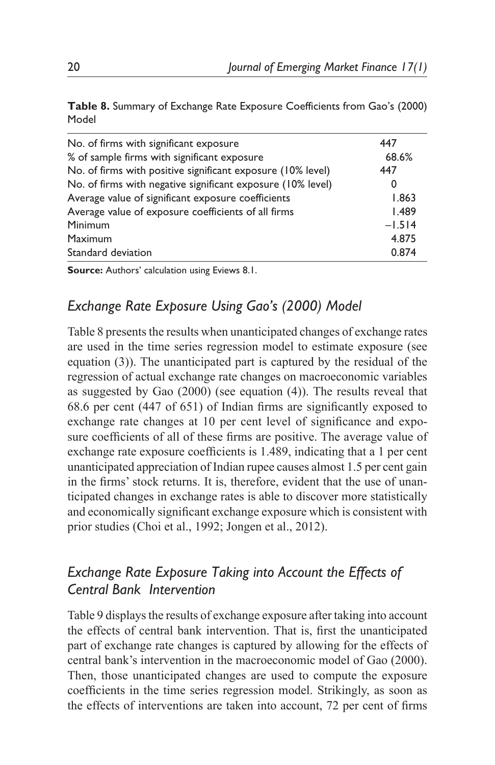**Table 8.** Summary of Exchange Rate Exposure Coefficients from Gao's (2000) Model

| | |
|---|---|
| No. of firms with significant exposure | 447 |
| % of sample firms with significant exposure | 68.6% |
| No. of firms with positive significant exposure (10% level) | 447 |
| No. of firms with negative significant exposure (10% level) | 0 |
| Average value of significant exposure coefficients | 1.863 |
| Average value of exposure coefficients of all firms | 1.489 |
| Minimum | −1.514 |
| Maximum | 4.875 |
| Standard deviation | 0.874 |

**Source:** Authors' calculation using Eviews 8.1.

## *Exchange Rate Exposure Using Gao's (2000) Model*

Table 8 presents the results when unanticipated changes of exchange rates are used in the time series regression model to estimate exposure (see equation (3)). The unanticipated part is captured by the residual of the regression of actual exchange rate changes on macroeconomic variables as suggested by Gao (2000) (see equation (4)). The results reveal that 68.6 per cent (447 of 651) of Indian firms are significantly exposed to exchange rate changes at 10 per cent level of significance and exposure coefficients of all of these firms are positive. The average value of exchange rate exposure coefficients is 1.489, indicating that a 1 per cent unanticipated appreciation of Indian rupee causes almost 1.5 per cent gain in the firms' stock returns. It is, therefore, evident that the use of unanticipated changes in exchange rates is able to discover more statistically and economically significant exchange exposure which is consistent with prior studies (Choi et al., 1992; Jongen et al., 2012).

## *Exchange Rate Exposure Taking into Account the Effects of Central Bank Intervention*

Table 9 displays the results of exchange exposure after taking into account the effects of central bank intervention. That is, first the unanticipated part of exchange rate changes is captured by allowing for the effects of central bank's intervention in the macroeconomic model of Gao (2000). Then, those unanticipated changes are used to compute the exposure coefficients in the time series regression model. Strikingly, as soon as the effects of interventions are taken into account, 72 per cent of firms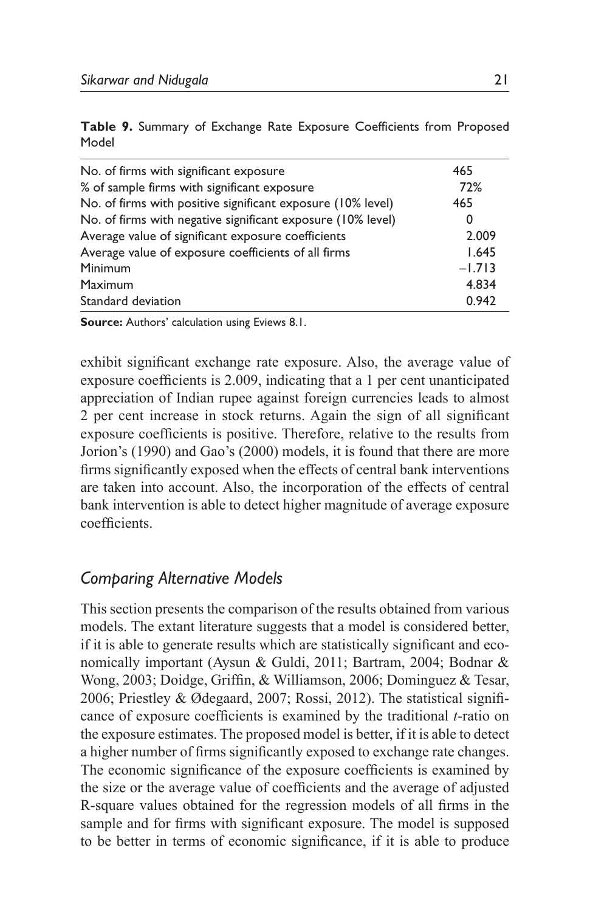**Table 9.** Summary of Exchange Rate Exposure Coefficients from Proposed Model

| | |
|---|---|
| No. of firms with significant exposure | 465 |
| % of sample firms with significant exposure | 72% |
| No. of firms with positive significant exposure (10% level) | 465 |
| No. of firms with negative significant exposure (10% level) | 0 |
| Average value of significant exposure coefficients | 2.009 |
| Average value of exposure coefficients of all firms | 1.645 |
| Minimum | −1.713 |
| Maximum | 4.834 |
| Standard deviation | 0.942 |

**Source:** Authors' calculation using Eviews 8.1.

exhibit significant exchange rate exposure. Also, the average value of exposure coefficients is 2.009, indicating that a 1 per cent unanticipated appreciation of Indian rupee against foreign currencies leads to almost 2 per cent increase in stock returns. Again the sign of all significant exposure coefficients is positive. Therefore, relative to the results from Jorion's (1990) and Gao's (2000) models, it is found that there are more firms significantly exposed when the effects of central bank interventions are taken into account. Also, the incorporation of the effects of central bank intervention is able to detect higher magnitude of average exposure coefficients.

## *Comparing Alternative Models*

This section presents the comparison of the results obtained from various models. The extant literature suggests that a model is considered better, if it is able to generate results which are statistically significant and economically important (Aysun & Guldi, 2011; Bartram, 2004; Bodnar & Wong, 2003; Doidge, Griffin, & Williamson, 2006; Dominguez & Tesar, 2006; Priestley & Ødegaard, 2007; Rossi, 2012). The statistical significance of exposure coefficients is examined by the traditional *t*-ratio on the exposure estimates. The proposed model is better, if it is able to detect a higher number of firms significantly exposed to exchange rate changes. The economic significance of the exposure coefficients is examined by the size or the average value of coefficients and the average of adjusted R-square values obtained for the regression models of all firms in the sample and for firms with significant exposure. The model is supposed to be better in terms of economic significance, if it is able to produce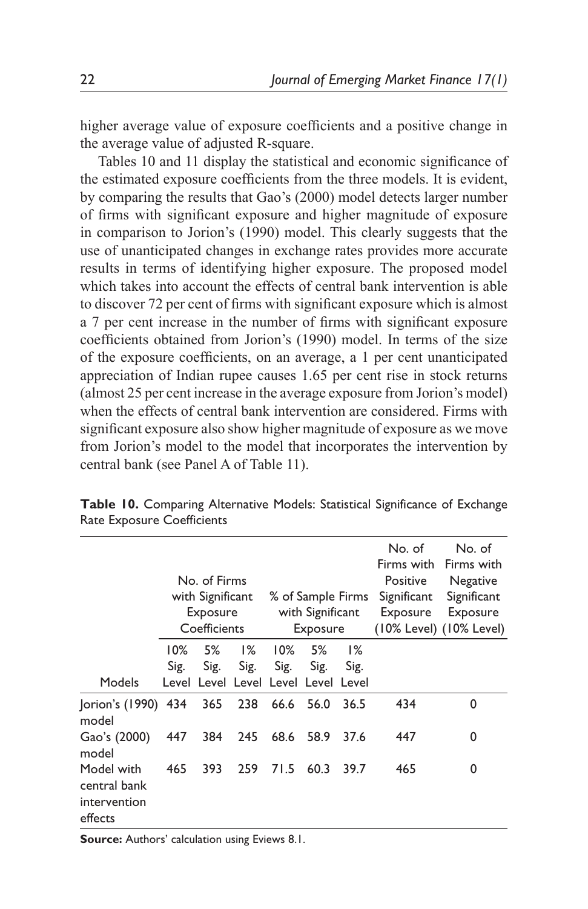higher average value of exposure coefficients and a positive change in the average value of adjusted R-square.

Tables 10 and 11 display the statistical and economic significance of the estimated exposure coefficients from the three models. It is evident, by comparing the results that Gao's (2000) model detects larger number of firms with significant exposure and higher magnitude of exposure in comparison to Jorion's (1990) model. This clearly suggests that the use of unanticipated changes in exchange rates provides more accurate results in terms of identifying higher exposure. The proposed model which takes into account the effects of central bank intervention is able to discover 72 per cent of firms with significant exposure which is almost a 7 per cent increase in the number of firms with significant exposure coefficients obtained from Jorion's (1990) model. In terms of the size of the exposure coefficients, on an average, a 1 per cent unanticipated appreciation of Indian rupee causes 1.65 per cent rise in stock returns (almost 25 per cent increase in the average exposure from Jorion's model) when the effects of central bank intervention are considered. Firms with significant exposure also show higher magnitude of exposure as we move from Jorion's model to the model that incorporates the intervention by central bank (see Panel A of Table 11).

**Table 10.** Comparing Alternative Models: Statistical Significance of Exchange Rate Exposure Coefficients

| | No. of Firms with Significant Exposure Coefficients | | | % of Sample Firms with Significant Exposure | | | No. of Firms with Positive Significant Exposure (10% Level) | No. of Firms with Negative Significant Exposure (10% Level) |
|---|---|---|---|---|---|---|---|---|
| Models | 10% Sig. Level | 5% Sig. Level | 1% Sig. Level | 10% Sig. Level | 5% Sig. Level | 1% Sig. Level | | |
| Jorion's (1990) model | 434 | 365 | 238 | 66.6 | 56.0 | 36.5 | 434 | 0 |
| Gao's (2000) model | 447 | 384 | 245 | 68.6 | 58.9 | 37.6 | 447 | 0 |
| Model with central bank intervention effects | 465 | 393 | 259 | 71.5 | 60.3 | 39.7 | 465 | 0 |

**Source:** Authors' calculation using Eviews 8.1.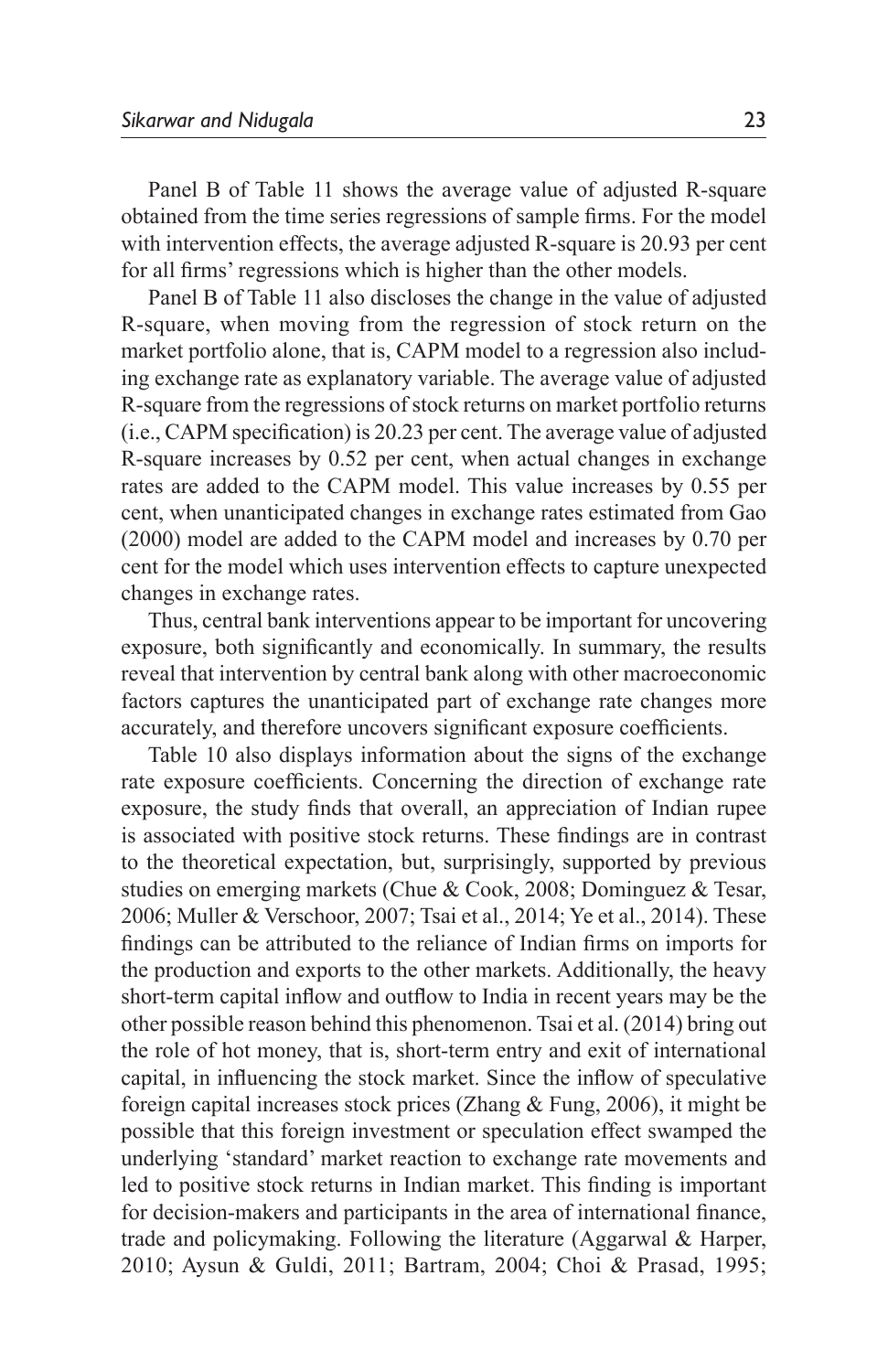Panel B of Table 11 shows the average value of adjusted R-square obtained from the time series regressions of sample firms. For the model with intervention effects, the average adjusted R-square is 20.93 per cent for all firms' regressions which is higher than the other models.

Panel B of Table 11 also discloses the change in the value of adjusted R-square, when moving from the regression of stock return on the market portfolio alone, that is, CAPM model to a regression also including exchange rate as explanatory variable. The average value of adjusted R-square from the regressions of stock returns on market portfolio returns (i.e., CAPM specification) is 20.23 per cent. The average value of adjusted R-square increases by 0.52 per cent, when actual changes in exchange rates are added to the CAPM model. This value increases by 0.55 per cent, when unanticipated changes in exchange rates estimated from Gao (2000) model are added to the CAPM model and increases by 0.70 per cent for the model which uses intervention effects to capture unexpected changes in exchange rates.

Thus, central bank interventions appear to be important for uncovering exposure, both significantly and economically. In summary, the results reveal that intervention by central bank along with other macroeconomic factors captures the unanticipated part of exchange rate changes more accurately, and therefore uncovers significant exposure coefficients.

Table 10 also displays information about the signs of the exchange rate exposure coefficients. Concerning the direction of exchange rate exposure, the study finds that overall, an appreciation of Indian rupee is associated with positive stock returns. These findings are in contrast to the theoretical expectation, but, surprisingly, supported by previous studies on emerging markets (Chue & Cook, 2008; Dominguez & Tesar, 2006; Muller & Verschoor, 2007; Tsai et al., 2014; Ye et al., 2014). These findings can be attributed to the reliance of Indian firms on imports for the production and exports to the other markets. Additionally, the heavy short-term capital inflow and outflow to India in recent years may be the other possible reason behind this phenomenon. Tsai et al. (2014) bring out the role of hot money, that is, short-term entry and exit of international capital, in influencing the stock market. Since the inflow of speculative foreign capital increases stock prices (Zhang & Fung, 2006), it might be possible that this foreign investment or speculation effect swamped the underlying 'standard' market reaction to exchange rate movements and led to positive stock returns in Indian market. This finding is important for decision-makers and participants in the area of international finance, trade and policymaking. Following the literature (Aggarwal & Harper, 2010; Aysun & Guldi, 2011; Bartram, 2004; Choi & Prasad, 1995;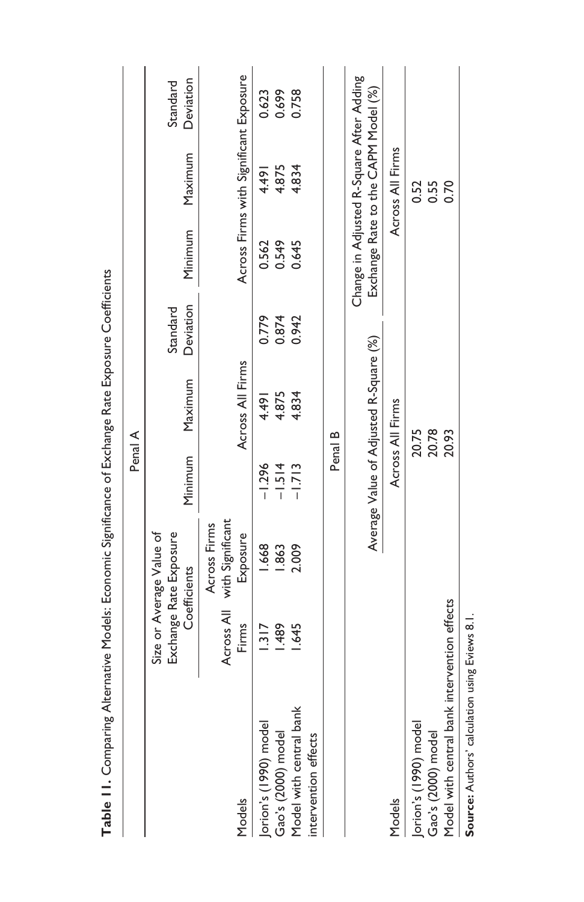**Table 11.** Comparing Alternative Models: Economic Significance of Exchange Rate Exposure Coefficients

| | Penal A | | | | | | | |
|---|---|---|---|---|---|---|---|---|
| Models | Size or Average Value of Exchange Rate Exposure Coefficients | | | | | | | |
| | Across All Firms | Across Firms with Significant Exposure | Minimum | Maximum | Standard Deviation | Minimum | Maximum | Standard Deviation |
| | | | Across All Firms | | | Across Firms with Significant Exposure | | |
| Jorion's (1990) model | 1.317 | 1.668 | –1.296 | 4.491 | 0.779 | 0.562 | 4.491 | 0.623 |
| Gao's (2000) model | 1.489 | 1.863 | –1.514 | 4.875 | 0.874 | 0.549 | 4.875 | 0.699 |
| Model with central bank intervention effects | 1.645 | 2.009 | –1.713 | 4.834 | 0.942 | 0.645 | 4.834 | 0.758 |

| | Penal B | |
|---|---|---|
| | Average Value of Adjusted R-Square (%) | Change in Adjusted R-Square After Adding Exchange Rate to the CAPM Model (%) |
| Models | Across All Firms | Across All Firms |
| Jorion's (1990) model | 20.75 | 0.52 |
| Gao's (2000) model | 20.78 | 0.55 |
| Model with central bank intervention effects | 20.93 | 0.70 |

**Source:** Authors' calculation using Eviews 8.1.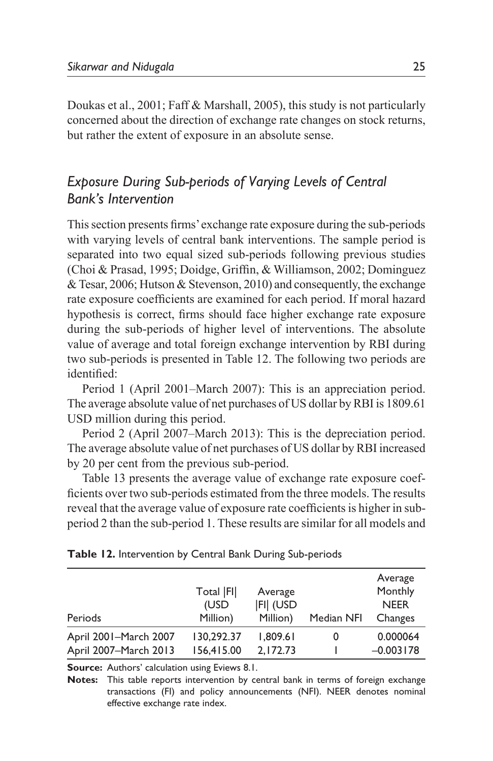Doukas et al., 2001; Faff & Marshall, 2005), this study is not particularly concerned about the direction of exchange rate changes on stock returns, but rather the extent of exposure in an absolute sense.

## *Exposure During Sub-periods of Varying Levels of Central Bank's Intervention*

This section presents firms' exchange rate exposure during the sub-periods with varying levels of central bank interventions. The sample period is separated into two equal sized sub-periods following previous studies (Choi & Prasad, 1995; Doidge, Griffin, & Williamson, 2002; Dominguez & Tesar, 2006; Hutson & Stevenson, 2010) and consequently, the exchange rate exposure coefficients are examined for each period. If moral hazard hypothesis is correct, firms should face higher exchange rate exposure during the sub-periods of higher level of interventions. The absolute value of average and total foreign exchange intervention by RBI during two sub-periods is presented in Table 12. The following two periods are identified:

Period 1 (April 2001–March 2007): This is an appreciation period. The average absolute value of net purchases of US dollar by RBI is 1809.61 USD million during this period.

Period 2 (April 2007–March 2013): This is the depreciation period. The average absolute value of net purchases of US dollar by RBI increased by 20 per cent from the previous sub-period.

Table 13 presents the average value of exchange rate exposure coefficients over two sub-periods estimated from the three models. The results reveal that the average value of exposure rate coefficients is higher in sub-period 2 than the sub-period 1. These results are similar for all models and

**Table 12.** Intervention by Central Bank During Sub-periods

| Periods | Total \|FI\| (USD Million) | Average \|FI\| (USD Million) | Median NFI | Average Monthly NEER Changes |
|---|---|---|---|---|
| April 2001–March 2007 | 130,292.37 | 1,809.61 | 0 | 0.000064 |
| April 2007–March 2013 | 156,415.00 | 2,172.73 | 1 | –0.003178 |

**Source:** Authors' calculation using Eviews 8.1.

**Notes:** This table reports intervention by central bank in terms of foreign exchange transactions (FI) and policy announcements (NFI). NEER denotes nominal effective exchange rate index.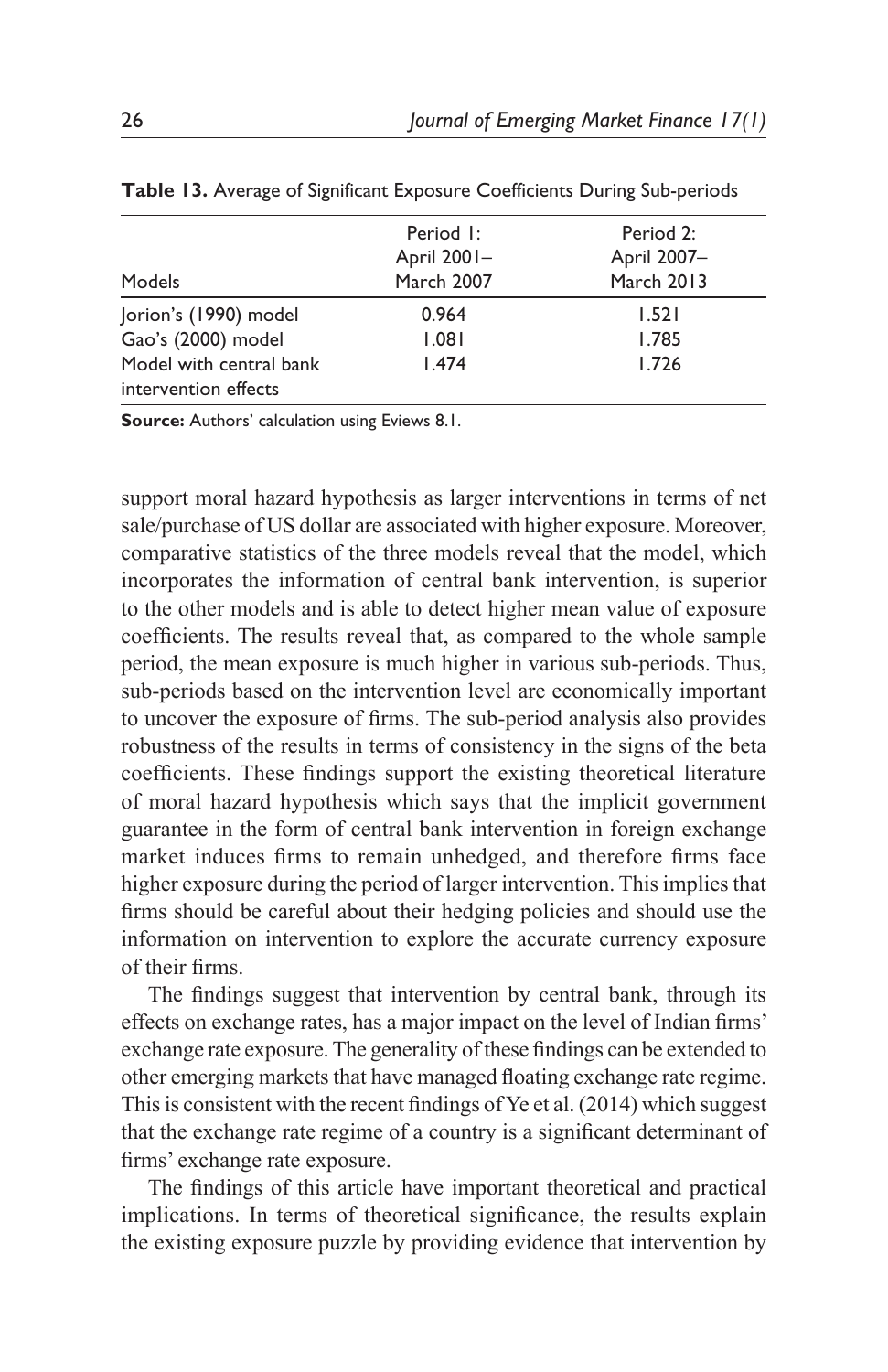**Table 13.** Average of Significant Exposure Coefficients During Sub-periods

| Models | Period 1: April 2001–March 2007 | Period 2: April 2007–March 2013 |
|---|---|---|
| Jorion's (1990) model | 0.964 | 1.521 |
| Gao's (2000) model | 1.081 | 1.785 |
| Model with central bank intervention effects | 1.474 | 1.726 |

**Source:** Authors' calculation using Eviews 8.1.

support moral hazard hypothesis as larger interventions in terms of net sale/purchase of US dollar are associated with higher exposure. Moreover, comparative statistics of the three models reveal that the model, which incorporates the information of central bank intervention, is superior to the other models and is able to detect higher mean value of exposure coefficients. The results reveal that, as compared to the whole sample period, the mean exposure is much higher in various sub-periods. Thus, sub-periods based on the intervention level are economically important to uncover the exposure of firms. The sub-period analysis also provides robustness of the results in terms of consistency in the signs of the beta coefficients. These findings support the existing theoretical literature of moral hazard hypothesis which says that the implicit government guarantee in the form of central bank intervention in foreign exchange market induces firms to remain unhedged, and therefore firms face higher exposure during the period of larger intervention. This implies that firms should be careful about their hedging policies and should use the information on intervention to explore the accurate currency exposure of their firms.

The findings suggest that intervention by central bank, through its effects on exchange rates, has a major impact on the level of Indian firms' exchange rate exposure. The generality of these findings can be extended to other emerging markets that have managed floating exchange rate regime. This is consistent with the recent findings of Ye et al. (2014) which suggest that the exchange rate regime of a country is a significant determinant of firms' exchange rate exposure.

The findings of this article have important theoretical and practical implications. In terms of theoretical significance, the results explain the existing exposure puzzle by providing evidence that intervention by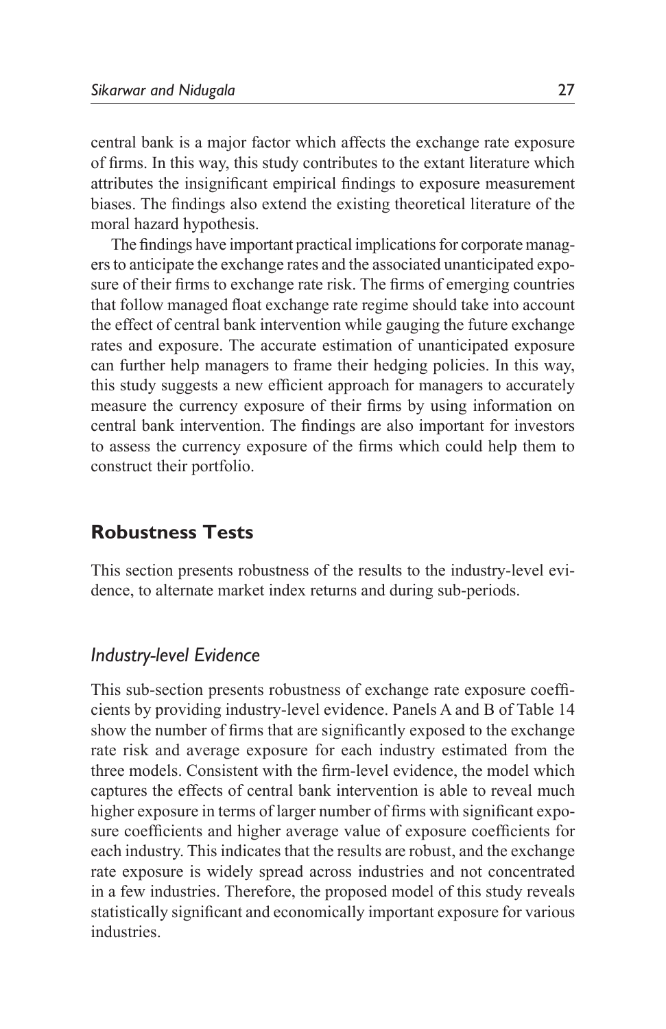central bank is a major factor which affects the exchange rate exposure of firms. In this way, this study contributes to the extant literature which attributes the insignificant empirical findings to exposure measurement biases. The findings also extend the existing theoretical literature of the moral hazard hypothesis.

The findings have important practical implications for corporate managers to anticipate the exchange rates and the associated unanticipated exposure of their firms to exchange rate risk. The firms of emerging countries that follow managed float exchange rate regime should take into account the effect of central bank intervention while gauging the future exchange rates and exposure. The accurate estimation of unanticipated exposure can further help managers to frame their hedging policies. In this way, this study suggests a new efficient approach for managers to accurately measure the currency exposure of their firms by using information on central bank intervention. The findings are also important for investors to assess the currency exposure of the firms which could help them to construct their portfolio.

## Robustness Tests

This section presents robustness of the results to the industry-level evidence, to alternate market index returns and during sub-periods.

### *Industry-level Evidence*

This sub-section presents robustness of exchange rate exposure coefficients by providing industry-level evidence. Panels A and B of Table 14 show the number of firms that are significantly exposed to the exchange rate risk and average exposure for each industry estimated from the three models. Consistent with the firm-level evidence, the model which captures the effects of central bank intervention is able to reveal much higher exposure in terms of larger number of firms with significant exposure coefficients and higher average value of exposure coefficients for each industry. This indicates that the results are robust, and the exchange rate exposure is widely spread across industries and not concentrated in a few industries. Therefore, the proposed model of this study reveals statistically significant and economically important exposure for various industries.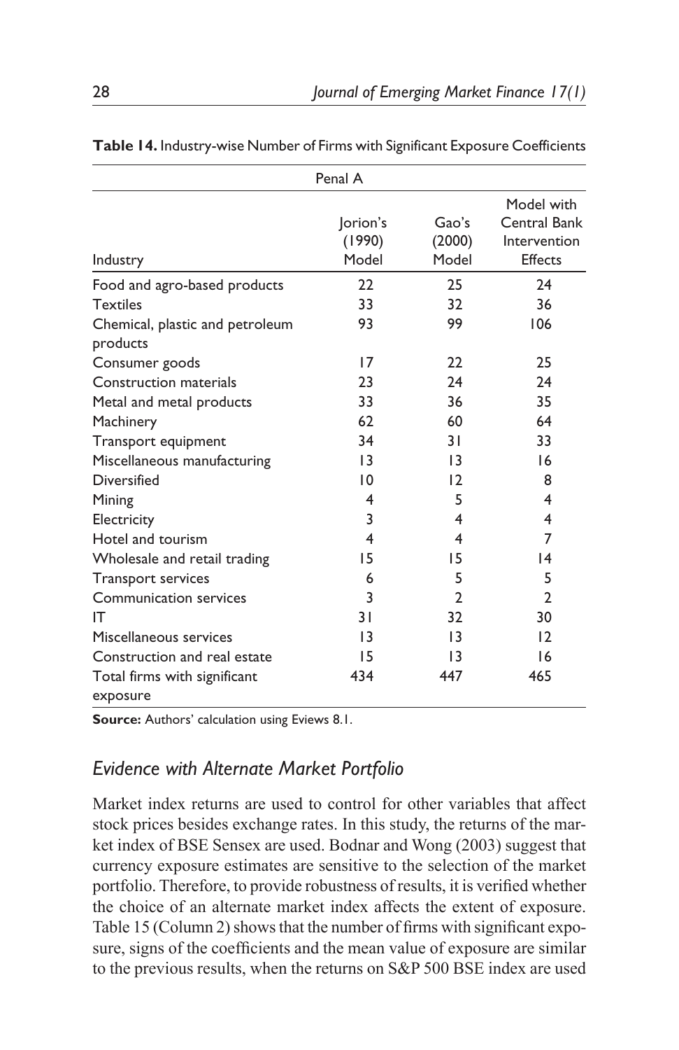**Table 14.** Industry-wise Number of Firms with Significant Exposure Coefficients

| Penal A | | | |
|---|---|---|---|
| Industry | Jorion's (1990) Model | Gao's (2000) Model | Model with Central Bank Intervention Effects |
| Food and agro-based products | 22 | 25 | 24 |
| Textiles | 33 | 32 | 36 |
| Chemical, plastic and petroleum products | 93 | 99 | 106 |
| Consumer goods | 17 | 22 | 25 |
| Construction materials | 23 | 24 | 24 |
| Metal and metal products | 33 | 36 | 35 |
| Machinery | 62 | 60 | 64 |
| Transport equipment | 34 | 31 | 33 |
| Miscellaneous manufacturing | 13 | 13 | 16 |
| Diversified | 10 | 12 | 8 |
| Mining | 4 | 5 | 4 |
| Electricity | 3 | 4 | 4 |
| Hotel and tourism | 4 | 4 | 7 |
| Wholesale and retail trading | 15 | 15 | 14 |
| Transport services | 6 | 5 | 5 |
| Communication services | 3 | 2 | 2 |
| IT | 31 | 32 | 30 |
| Miscellaneous services | 13 | 13 | 12 |
| Construction and real estate | 15 | 13 | 16 |
| Total firms with significant exposure | 434 | 447 | 465 |

**Source:** Authors' calculation using Eviews 8.1.

## *Evidence with Alternate Market Portfolio*

Market index returns are used to control for other variables that affect stock prices besides exchange rates. In this study, the returns of the market index of BSE Sensex are used. Bodnar and Wong (2003) suggest that currency exposure estimates are sensitive to the selection of the market portfolio. Therefore, to provide robustness of results, it is verified whether the choice of an alternate market index affects the extent of exposure. Table 15 (Column 2) shows that the number of firms with significant exposure, signs of the coefficients and the mean value of exposure are similar to the previous results, when the returns on S&P 500 BSE index are used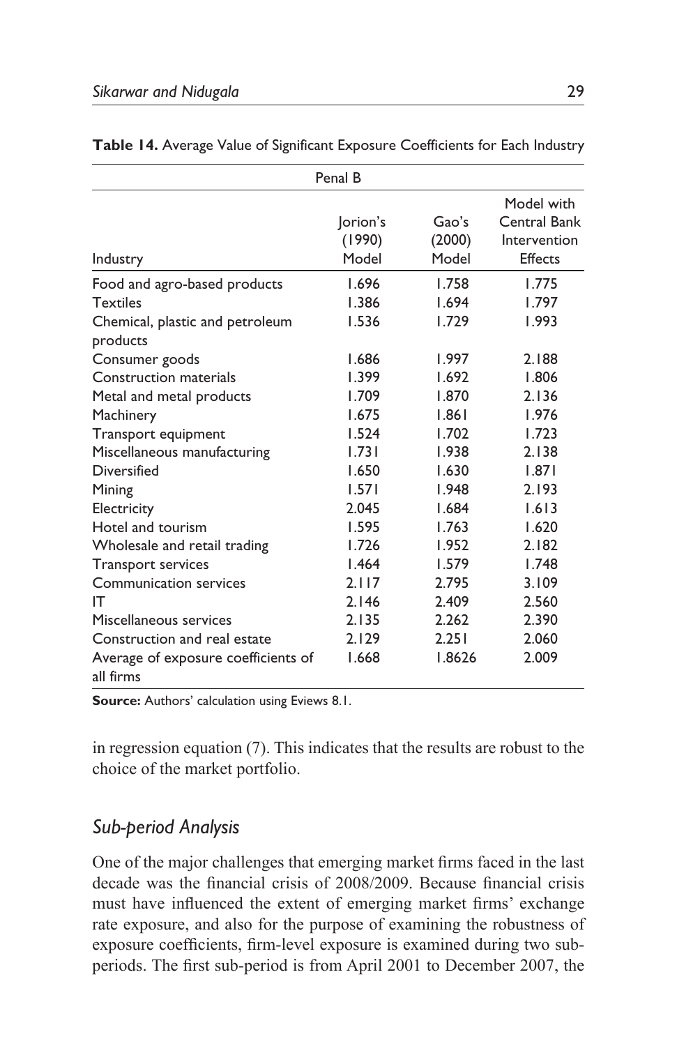**Table 14.** Average Value of Significant Exposure Coefficients for Each Industry

| Penal B | | | |
|---|---|---|---|
| Industry | Jorion's (1990) Model | Gao's (2000) Model | Model with Central Bank Intervention Effects |
| Food and agro-based products | 1.696 | 1.758 | 1.775 |
| Textiles | 1.386 | 1.694 | 1.797 |
| Chemical, plastic and petroleum products | 1.536 | 1.729 | 1.993 |
| Consumer goods | 1.686 | 1.997 | 2.188 |
| Construction materials | 1.399 | 1.692 | 1.806 |
| Metal and metal products | 1.709 | 1.870 | 2.136 |
| Machinery | 1.675 | 1.861 | 1.976 |
| Transport equipment | 1.524 | 1.702 | 1.723 |
| Miscellaneous manufacturing | 1.731 | 1.938 | 2.138 |
| Diversified | 1.650 | 1.630 | 1.871 |
| Mining | 1.571 | 1.948 | 2.193 |
| Electricity | 2.045 | 1.684 | 1.613 |
| Hotel and tourism | 1.595 | 1.763 | 1.620 |
| Wholesale and retail trading | 1.726 | 1.952 | 2.182 |
| Transport services | 1.464 | 1.579 | 1.748 |
| Communication services | 2.117 | 2.795 | 3.109 |
| IT | 2.146 | 2.409 | 2.560 |
| Miscellaneous services | 2.135 | 2.262 | 2.390 |
| Construction and real estate | 2.129 | 2.251 | 2.060 |
| Average of exposure coefficients of all firms | 1.668 | 1.8626 | 2.009 |

**Source:** Authors' calculation using Eviews 8.1.

in regression equation (7). This indicates that the results are robust to the choice of the market portfolio.

## *Sub-period Analysis*

One of the major challenges that emerging market firms faced in the last decade was the financial crisis of 2008/2009. Because financial crisis must have influenced the extent of emerging market firms' exchange rate exposure, and also for the purpose of examining the robustness of exposure coefficients, firm-level exposure is examined during two sub-periods. The first sub-period is from April 2001 to December 2007, the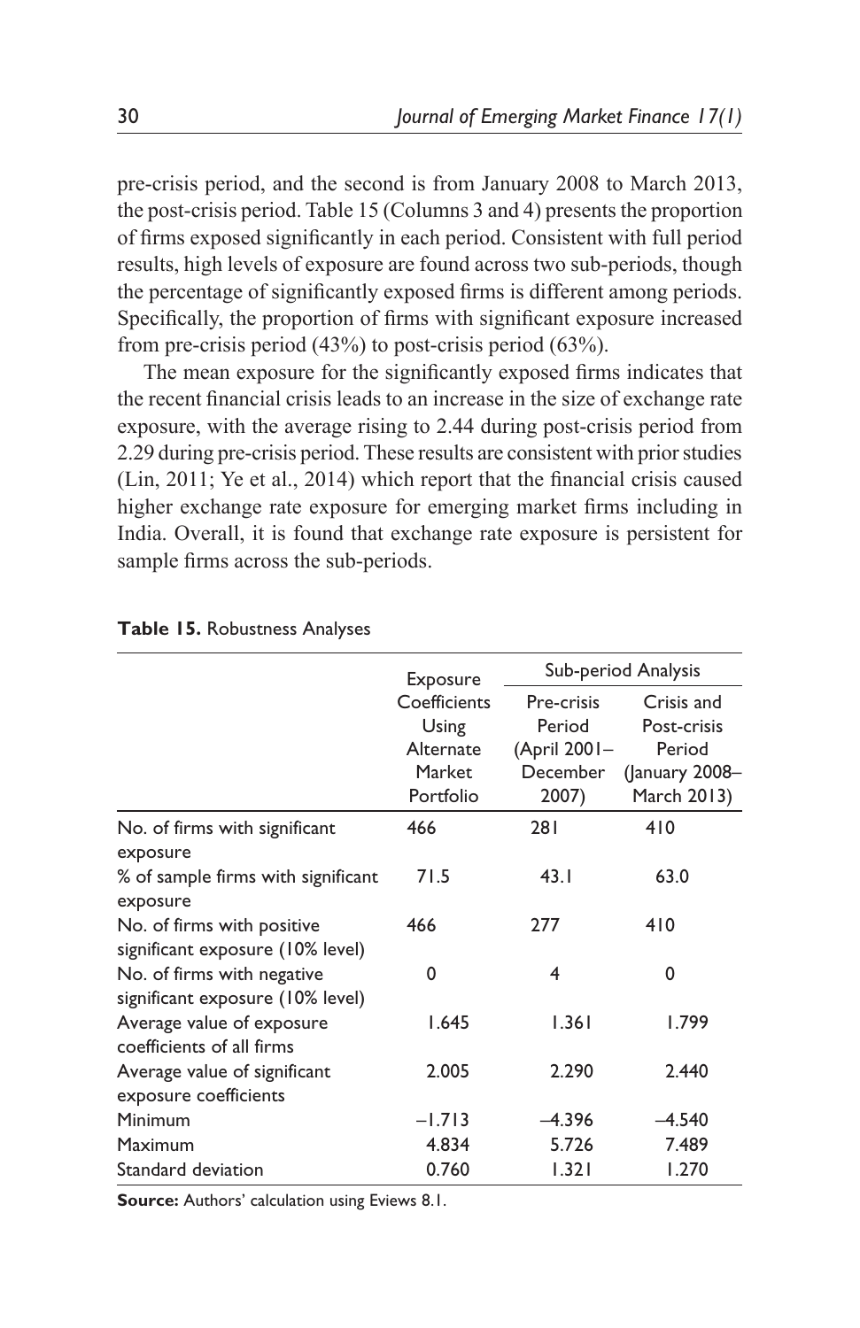pre-crisis period, and the second is from January 2008 to March 2013, the post-crisis period. Table 15 (Columns 3 and 4) presents the proportion of firms exposed significantly in each period. Consistent with full period results, high levels of exposure are found across two sub-periods, though the percentage of significantly exposed firms is different among periods. Specifically, the proportion of firms with significant exposure increased from pre-crisis period (43%) to post-crisis period (63%).

The mean exposure for the significantly exposed firms indicates that the recent financial crisis leads to an increase in the size of exchange rate exposure, with the average rising to 2.44 during post-crisis period from 2.29 during pre-crisis period. These results are consistent with prior studies (Lin, 2011; Ye et al., 2014) which report that the financial crisis caused higher exchange rate exposure for emerging market firms including in India. Overall, it is found that exchange rate exposure is persistent for sample firms across the sub-periods.

**Table 15.** Robustness Analyses

| | Exposure Coefficients Using Alternate Market Portfolio | Sub-period Analysis | |
|---|---|---|---|
| | | Pre-crisis Period (April 2001–December 2007) | Crisis and Post-crisis Period (January 2008–March 2013) |
| No. of firms with significant exposure | 466 | 281 | 410 |
| % of sample firms with significant exposure | 71.5 | 43.1 | 63.0 |
| No. of firms with positive significant exposure (10% level) | 466 | 277 | 410 |
| No. of firms with negative significant exposure (10% level) | 0 | 4 | 0 |
| Average value of exposure coefficients of all firms | 1.645 | 1.361 | 1.799 |
| Average value of significant exposure coefficients | 2.005 | 2.290 | 2.440 |
| Minimum | –1.713 | –4.396 | –4.540 |
| Maximum | 4.834 | 5.726 | 7.489 |
| Standard deviation | 0.760 | 1.321 | 1.270 |

**Source:** Authors' calculation using Eviews 8.1.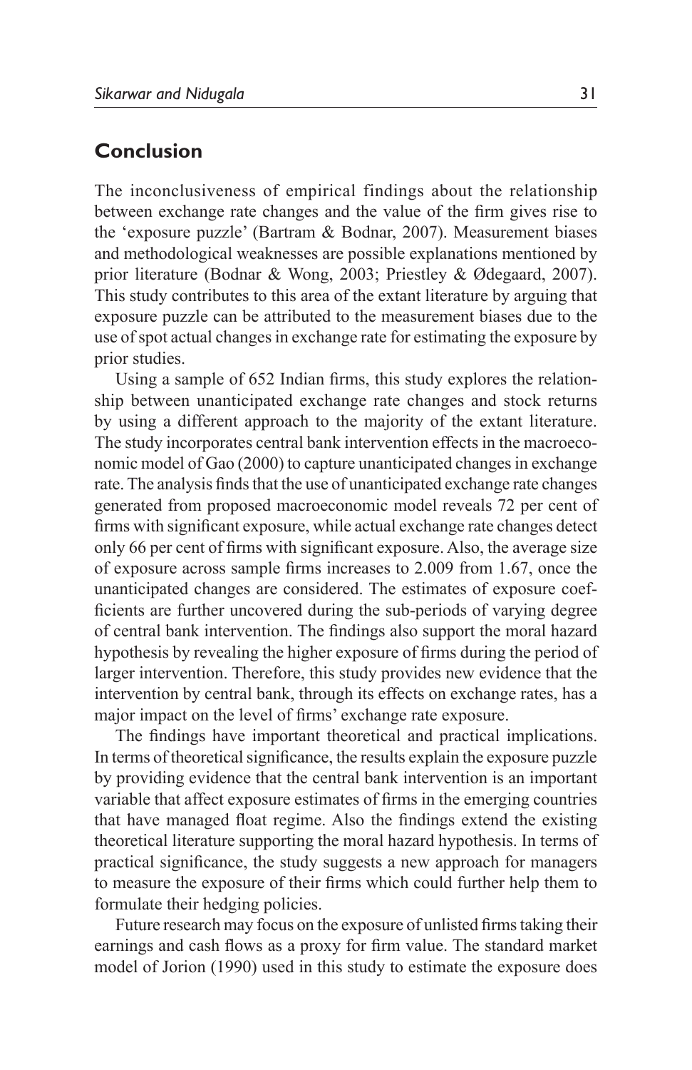## Conclusion

The inconclusiveness of empirical findings about the relationship between exchange rate changes and the value of the firm gives rise to the 'exposure puzzle' (Bartram & Bodnar, 2007). Measurement biases and methodological weaknesses are possible explanations mentioned by prior literature (Bodnar & Wong, 2003; Priestley & Ødegaard, 2007). This study contributes to this area of the extant literature by arguing that exposure puzzle can be attributed to the measurement biases due to the use of spot actual changes in exchange rate for estimating the exposure by prior studies.

Using a sample of 652 Indian firms, this study explores the relationship between unanticipated exchange rate changes and stock returns by using a different approach to the majority of the extant literature. The study incorporates central bank intervention effects in the macroeconomic model of Gao (2000) to capture unanticipated changes in exchange rate. The analysis finds that the use of unanticipated exchange rate changes generated from proposed macroeconomic model reveals 72 per cent of firms with significant exposure, while actual exchange rate changes detect only 66 per cent of firms with significant exposure. Also, the average size of exposure across sample firms increases to 2.009 from 1.67, once the unanticipated changes are considered. The estimates of exposure coefficients are further uncovered during the sub-periods of varying degree of central bank intervention. The findings also support the moral hazard hypothesis by revealing the higher exposure of firms during the period of larger intervention. Therefore, this study provides new evidence that the intervention by central bank, through its effects on exchange rates, has a major impact on the level of firms' exchange rate exposure.

The findings have important theoretical and practical implications. In terms of theoretical significance, the results explain the exposure puzzle by providing evidence that the central bank intervention is an important variable that affect exposure estimates of firms in the emerging countries that have managed float regime. Also the findings extend the existing theoretical literature supporting the moral hazard hypothesis. In terms of practical significance, the study suggests a new approach for managers to measure the exposure of their firms which could further help them to formulate their hedging policies.

Future research may focus on the exposure of unlisted firms taking their earnings and cash flows as a proxy for firm value. The standard market model of Jorion (1990) used in this study to estimate the exposure does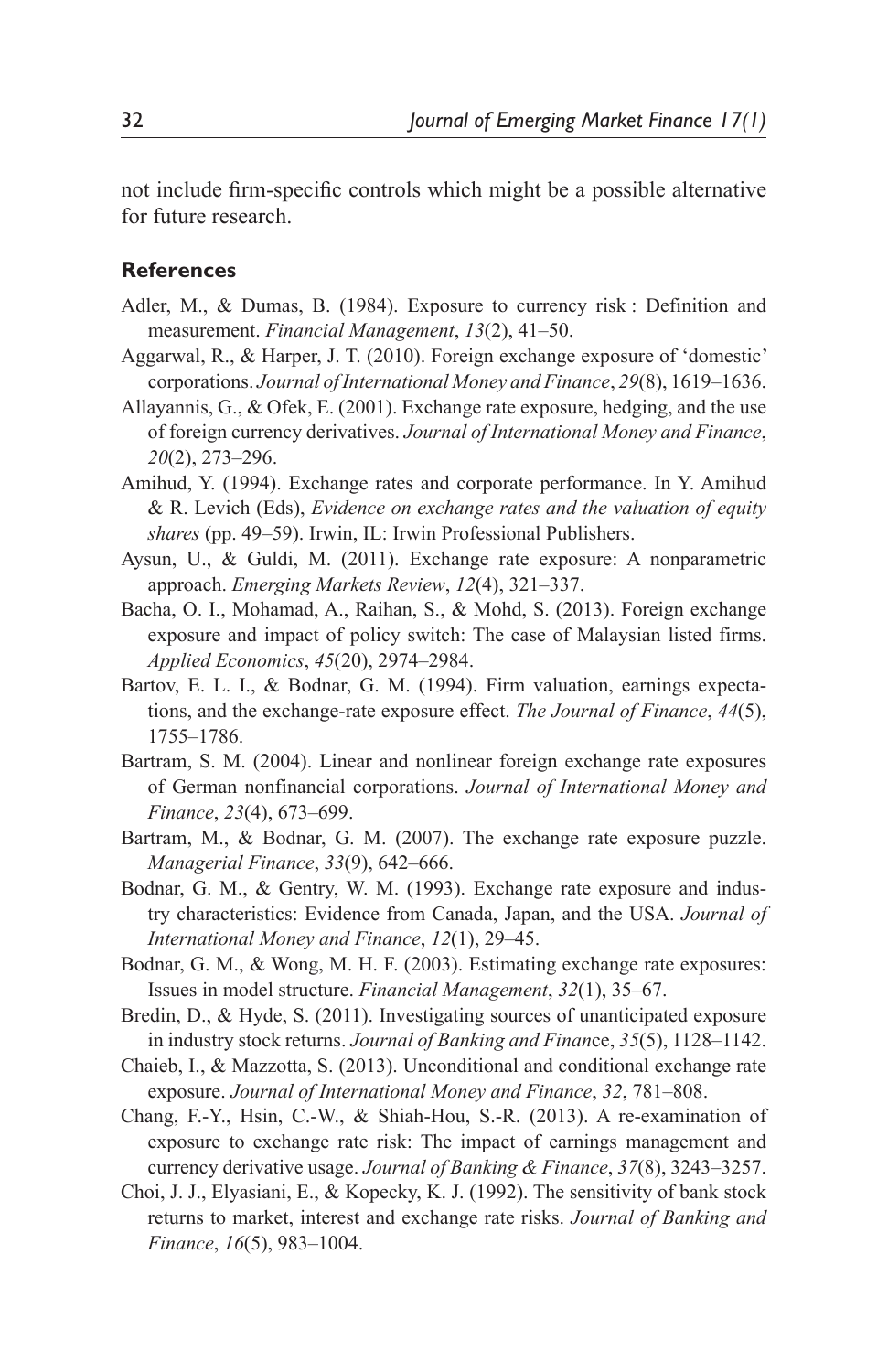not include firm-specific controls which might be a possible alternative for future research.

## References

Adler, M., & Dumas, B. (1984). Exposure to currency risk : Definition and measurement. *Financial Management*, *13*(2), 41–50.

Aggarwal, R., & Harper, J. T. (2010). Foreign exchange exposure of 'domestic' corporations. *Journal of International Money and Finance*, *29*(8), 1619–1636.

Allayannis, G., & Ofek, E. (2001). Exchange rate exposure, hedging, and the use of foreign currency derivatives. *Journal of International Money and Finance*, *20*(2), 273–296.

Amihud, Y. (1994). Exchange rates and corporate performance. In Y. Amihud & R. Levich (Eds), *Evidence on exchange rates and the valuation of equity shares* (pp. 49–59). Irwin, IL: Irwin Professional Publishers.

Aysun, U., & Guldi, M. (2011). Exchange rate exposure: A nonparametric approach. *Emerging Markets Review*, *12*(4), 321–337.

Bacha, O. I., Mohamad, A., Raihan, S., & Mohd, S. (2013). Foreign exchange exposure and impact of policy switch: The case of Malaysian listed firms. *Applied Economics*, *45*(20), 2974–2984.

Bartov, E. L. I., & Bodnar, G. M. (1994). Firm valuation, earnings expectations, and the exchange-rate exposure effect. *The Journal of Finance*, *44*(5), 1755–1786.

Bartram, S. M. (2004). Linear and nonlinear foreign exchange rate exposures of German nonfinancial corporations. *Journal of International Money and Finance*, *23*(4), 673–699.

Bartram, M., & Bodnar, G. M. (2007). The exchange rate exposure puzzle. *Managerial Finance*, *33*(9), 642–666.

Bodnar, G. M., & Gentry, W. M. (1993). Exchange rate exposure and industry characteristics: Evidence from Canada, Japan, and the USA. *Journal of International Money and Finance*, *12*(1), 29–45.

Bodnar, G. M., & Wong, M. H. F. (2003). Estimating exchange rate exposures: Issues in model structure. *Financial Management*, *32*(1), 35–67.

Bredin, D., & Hyde, S. (2011). Investigating sources of unanticipated exposure in industry stock returns. *Journal of Banking and Finance*, *35*(5), 1128–1142.

Chaieb, I., & Mazzotta, S. (2013). Unconditional and conditional exchange rate exposure. *Journal of International Money and Finance*, *32*, 781–808.

Chang, F.-Y., Hsin, C.-W., & Shiah-Hou, S.-R. (2013). A re-examination of exposure to exchange rate risk: The impact of earnings management and currency derivative usage. *Journal of Banking & Finance*, *37*(8), 3243–3257.

Choi, J. J., Elyasiani, E., & Kopecky, K. J. (1992). The sensitivity of bank stock returns to market, interest and exchange rate risks. *Journal of Banking and Finance*, *16*(5), 983–1004.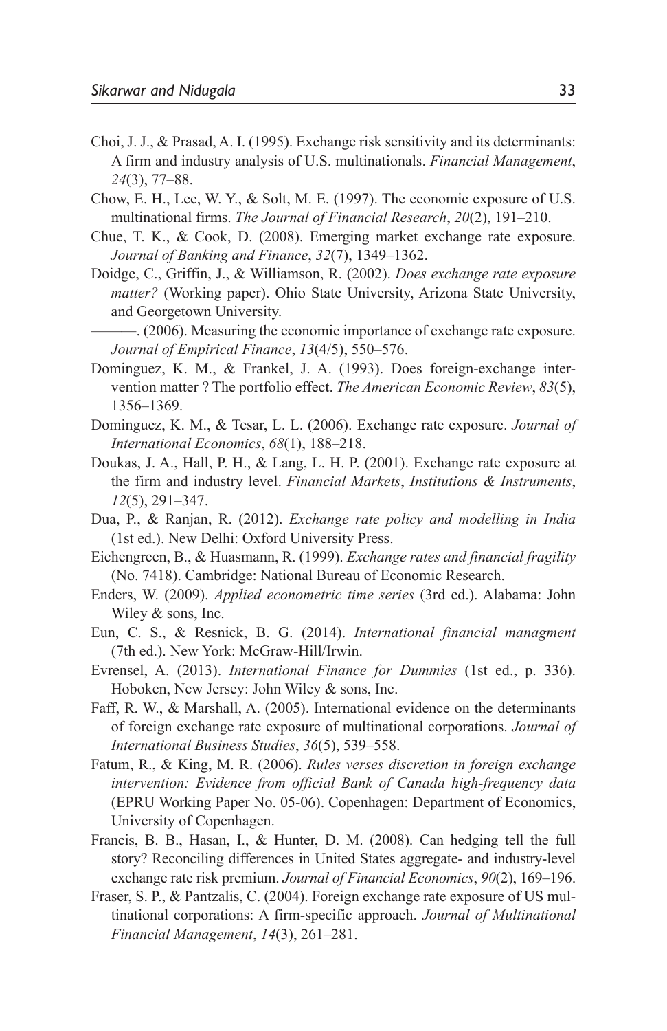Choi, J. J., & Prasad, A. I. (1995). Exchange risk sensitivity and its determinants: A firm and industry analysis of U.S. multinationals. *Financial Management*, *24*(3), 77–88.

Chow, E. H., Lee, W. Y., & Solt, M. E. (1997). The economic exposure of U.S. multinational firms. *The Journal of Financial Research*, *20*(2), 191–210.

Chue, T. K., & Cook, D. (2008). Emerging market exchange rate exposure. *Journal of Banking and Finance*, *32*(7), 1349–1362.

Doidge, C., Griffin, J., & Williamson, R. (2002). *Does exchange rate exposure matter?* (Working paper). Ohio State University, Arizona State University, and Georgetown University.

———. (2006). Measuring the economic importance of exchange rate exposure. *Journal of Empirical Finance*, *13*(4/5), 550–576.

Dominguez, K. M., & Frankel, J. A. (1993). Does foreign-exchange intervention matter ? The portfolio effect. *The American Economic Review*, *83*(5), 1356–1369.

Dominguez, K. M., & Tesar, L. L. (2006). Exchange rate exposure. *Journal of International Economics*, *68*(1), 188–218.

Doukas, J. A., Hall, P. H., & Lang, L. H. P. (2001). Exchange rate exposure at the firm and industry level. *Financial Markets*, *Institutions & Instruments*, *12*(5), 291–347.

Dua, P., & Ranjan, R. (2012). *Exchange rate policy and modelling in India* (1st ed.). New Delhi: Oxford University Press.

Eichengreen, B., & Huasmann, R. (1999). *Exchange rates and financial fragility* (No. 7418). Cambridge: National Bureau of Economic Research.

Enders, W. (2009). *Applied econometric time series* (3rd ed.). Alabama: John Wiley & sons, Inc.

Eun, C. S., & Resnick, B. G. (2014). *International financial managment* (7th ed.). New York: McGraw-Hill/Irwin.

Evrensel, A. (2013). *International Finance for Dummies* (1st ed., p. 336). Hoboken, New Jersey: John Wiley & sons, Inc.

Faff, R. W., & Marshall, A. (2005). International evidence on the determinants of foreign exchange rate exposure of multinational corporations. *Journal of International Business Studies*, *36*(5), 539–558.

Fatum, R., & King, M. R. (2006). *Rules verses discretion in foreign exchange intervention: Evidence from official Bank of Canada high-frequency data* (EPRU Working Paper No. 05-06). Copenhagen: Department of Economics, University of Copenhagen.

Francis, B. B., Hasan, I., & Hunter, D. M. (2008). Can hedging tell the full story? Reconciling differences in United States aggregate- and industry-level exchange rate risk premium. *Journal of Financial Economics*, *90*(2), 169–196.

Fraser, S. P., & Pantzalis, C. (2004). Foreign exchange rate exposure of US multinational corporations: A firm-specific approach. *Journal of Multinational Financial Management*, *14*(3), 261–281.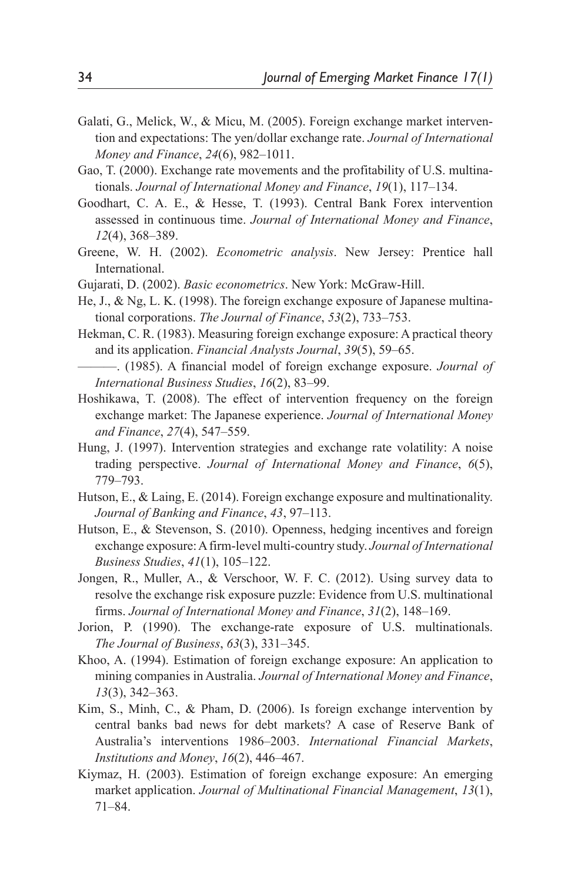Galati, G., Melick, W., & Micu, M. (2005). Foreign exchange market intervention and expectations: The yen/dollar exchange rate. *Journal of International Money and Finance*, *24*(6), 982–1011.

Gao, T. (2000). Exchange rate movements and the profitability of U.S. multinationals. *Journal of International Money and Finance*, *19*(1), 117–134.

Goodhart, C. A. E., & Hesse, T. (1993). Central Bank Forex intervention assessed in continuous time. *Journal of International Money and Finance*, *12*(4), 368–389.

Greene, W. H. (2002). *Econometric analysis*. New Jersey: Prentice hall International.

Gujarati, D. (2002). *Basic econometrics*. New York: McGraw-Hill.

He, J., & Ng, L. K. (1998). The foreign exchange exposure of Japanese multinational corporations. *The Journal of Finance*, *53*(2), 733–753.

Hekman, C. R. (1983). Measuring foreign exchange exposure: A practical theory and its application. *Financial Analysts Journal*, *39*(5), 59–65.

———. (1985). A financial model of foreign exchange exposure. *Journal of International Business Studies*, *16*(2), 83–99.

Hoshikawa, T. (2008). The effect of intervention frequency on the foreign exchange market: The Japanese experience. *Journal of International Money and Finance*, *27*(4), 547–559.

Hung, J. (1997). Intervention strategies and exchange rate volatility: A noise trading perspective. *Journal of International Money and Finance*, *6*(5), 779–793.

Hutson, E., & Laing, E. (2014). Foreign exchange exposure and multinationality. *Journal of Banking and Finance*, *43*, 97–113.

Hutson, E., & Stevenson, S. (2010). Openness, hedging incentives and foreign exchange exposure: A firm-level multi-country study. *Journal of International Business Studies*, *41*(1), 105–122.

Jongen, R., Muller, A., & Verschoor, W. F. C. (2012). Using survey data to resolve the exchange risk exposure puzzle: Evidence from U.S. multinational firms. *Journal of International Money and Finance*, *31*(2), 148–169.

Jorion, P. (1990). The exchange-rate exposure of U.S. multinationals. *The Journal of Business*, *63*(3), 331–345.

Khoo, A. (1994). Estimation of foreign exchange exposure: An application to mining companies in Australia. *Journal of International Money and Finance*, *13*(3), 342–363.

Kim, S., Minh, C., & Pham, D. (2006). Is foreign exchange intervention by central banks bad news for debt markets? A case of Reserve Bank of Australia's interventions 1986–2003. *International Financial Markets, Institutions and Money*, *16*(2), 446–467.

Kiymaz, H. (2003). Estimation of foreign exchange exposure: An emerging market application. *Journal of Multinational Financial Management*, *13*(1), 71–84.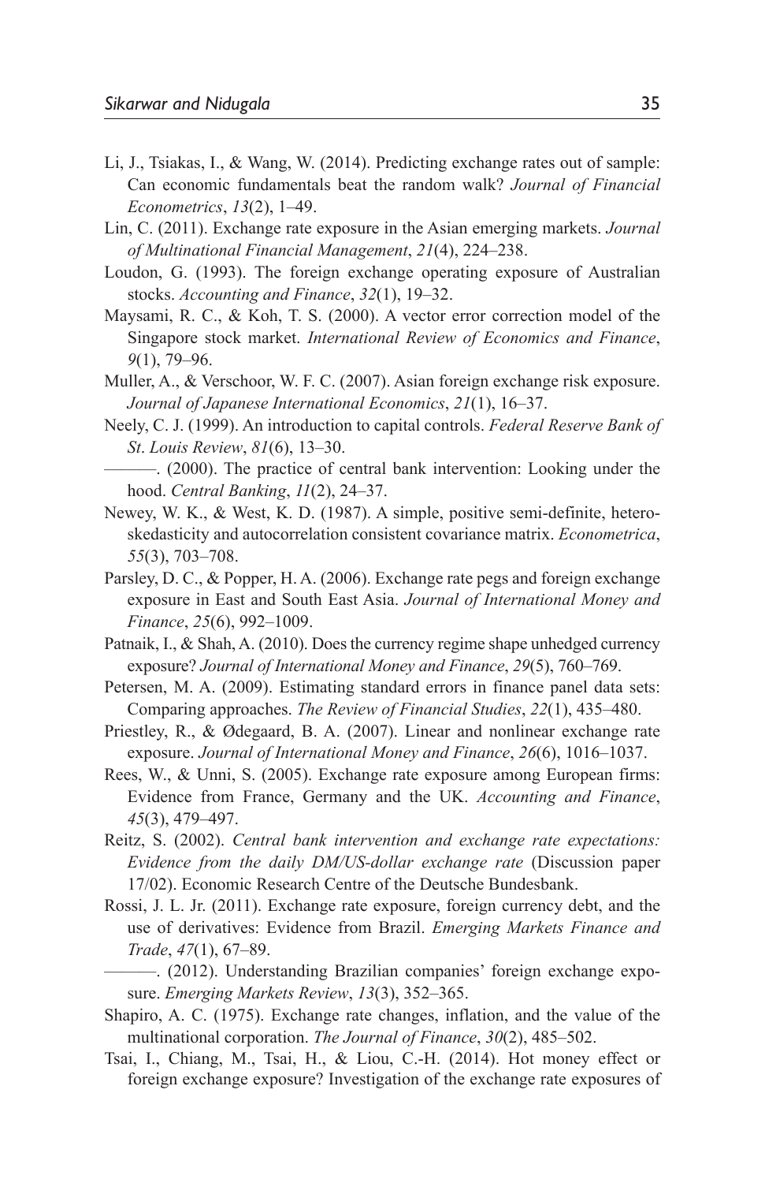Li, J., Tsiakas, I., & Wang, W. (2014). Predicting exchange rates out of sample: Can economic fundamentals beat the random walk? *Journal of Financial Econometrics*, *13*(2), 1–49.

Lin, C. (2011). Exchange rate exposure in the Asian emerging markets. *Journal of Multinational Financial Management*, *21*(4), 224–238.

Loudon, G. (1993). The foreign exchange operating exposure of Australian stocks. *Accounting and Finance*, *32*(1), 19–32.

Maysami, R. C., & Koh, T. S. (2000). A vector error correction model of the Singapore stock market. *International Review of Economics and Finance*, *9*(1), 79–96.

Muller, A., & Verschoor, W. F. C. (2007). Asian foreign exchange risk exposure. *Journal of Japanese International Economics*, *21*(1), 16–37.

Neely, C. J. (1999). An introduction to capital controls. *Federal Reserve Bank of St. Louis Review*, *81*(6), 13–30.

———. (2000). The practice of central bank intervention: Looking under the hood. *Central Banking*, *11*(2), 24–37.

Newey, W. K., & West, K. D. (1987). A simple, positive semi-definite, heteroskedasticity and autocorrelation consistent covariance matrix. *Econometrica*, *55*(3), 703–708.

Parsley, D. C., & Popper, H. A. (2006). Exchange rate pegs and foreign exchange exposure in East and South East Asia. *Journal of International Money and Finance*, *25*(6), 992–1009.

Patnaik, I., & Shah, A. (2010). Does the currency regime shape unhedged currency exposure? *Journal of International Money and Finance*, *29*(5), 760–769.

Petersen, M. A. (2009). Estimating standard errors in finance panel data sets: Comparing approaches. *The Review of Financial Studies*, *22*(1), 435–480.

Priestley, R., & Ødegaard, B. A. (2007). Linear and nonlinear exchange rate exposure. *Journal of International Money and Finance*, *26*(6), 1016–1037.

Rees, W., & Unni, S. (2005). Exchange rate exposure among European firms: Evidence from France, Germany and the UK. *Accounting and Finance*, *45*(3), 479–497.

Reitz, S. (2002). *Central bank intervention and exchange rate expectations: Evidence from the daily DM/US-dollar exchange rate* (Discussion paper 17/02). Economic Research Centre of the Deutsche Bundesbank.

Rossi, J. L. Jr. (2011). Exchange rate exposure, foreign currency debt, and the use of derivatives: Evidence from Brazil. *Emerging Markets Finance and Trade*, *47*(1), 67–89.

———. (2012). Understanding Brazilian companies' foreign exchange exposure. *Emerging Markets Review*, *13*(3), 352–365.

Shapiro, A. C. (1975). Exchange rate changes, inflation, and the value of the multinational corporation. *The Journal of Finance*, *30*(2), 485–502.

Tsai, I., Chiang, M., Tsai, H., & Liou, C.-H. (2014). Hot money effect or foreign exchange exposure? Investigation of the exchange rate exposures of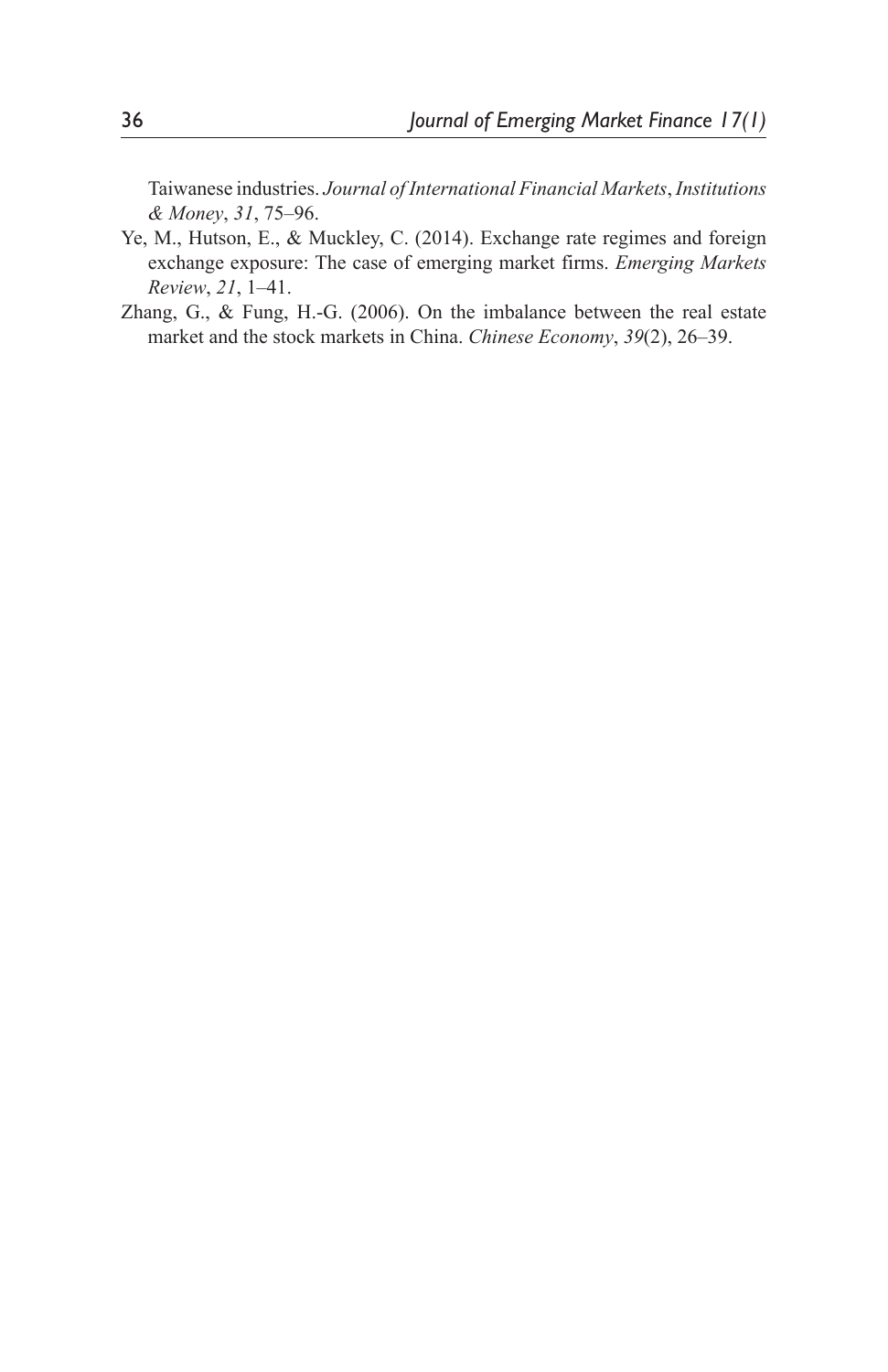Taiwanese industries. *Journal of International Financial Markets*, *Institutions & Money*, *31*, 75–96.

Ye, M., Hutson, E., & Muckley, C. (2014). Exchange rate regimes and foreign exchange exposure: The case of emerging market firms. *Emerging Markets Review*, *21*, 1–41.

Zhang, G., & Fung, H.-G. (2006). On the imbalance between the real estate market and the stock markets in China. *Chinese Economy*, *39*(2), 26–39.